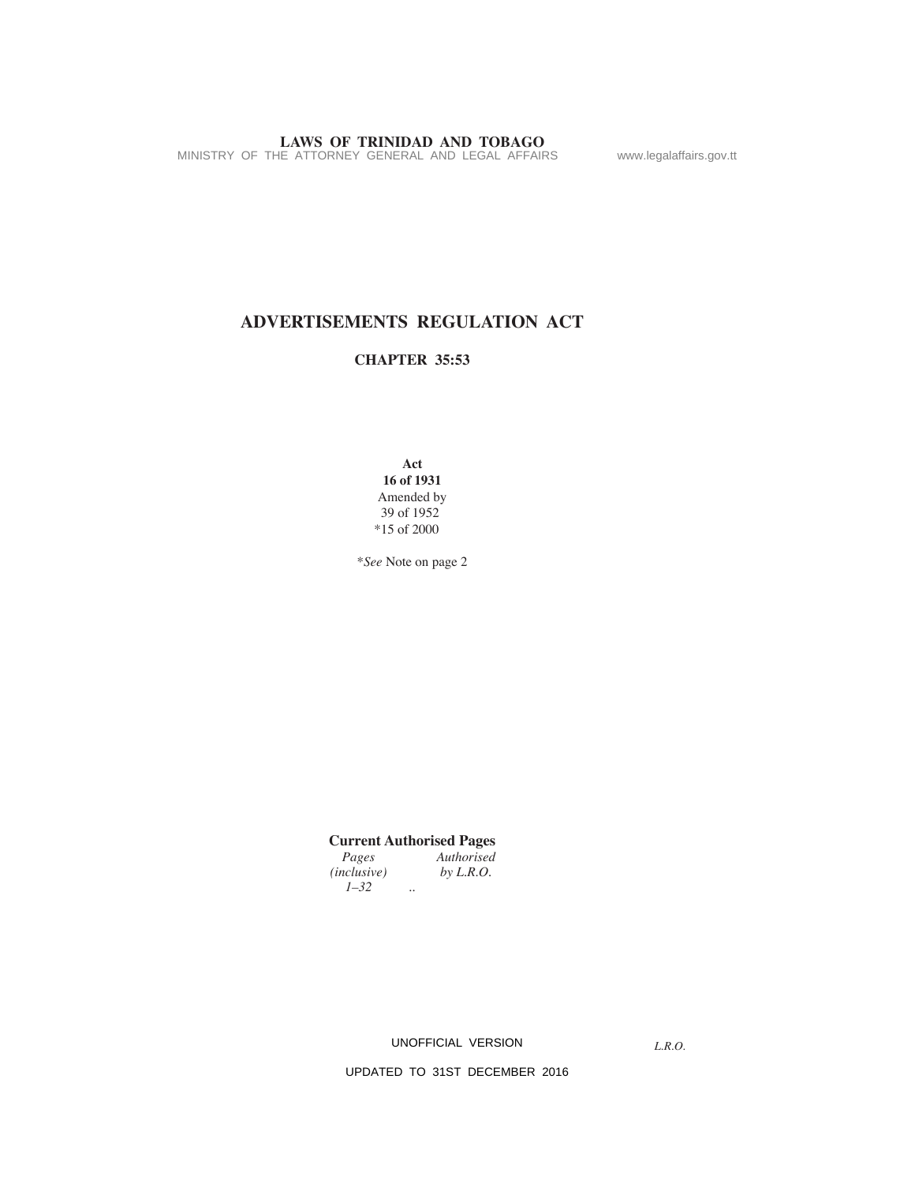# ADVERTISEMENTS REGULATION ACT

## CHAPTER 35:53

**Act**
**16 of 1931**
Amended by
39 of 1952
*15 of 2000

**See* Note on page 2

**Current Authorised Pages**

| *Pages (inclusive)* | *Authorised by L.R.O.* |
|---|---|
| *1–32* | .. |

UNOFFICIAL VERSION

UPDATED TO 31ST DECEMBER 2016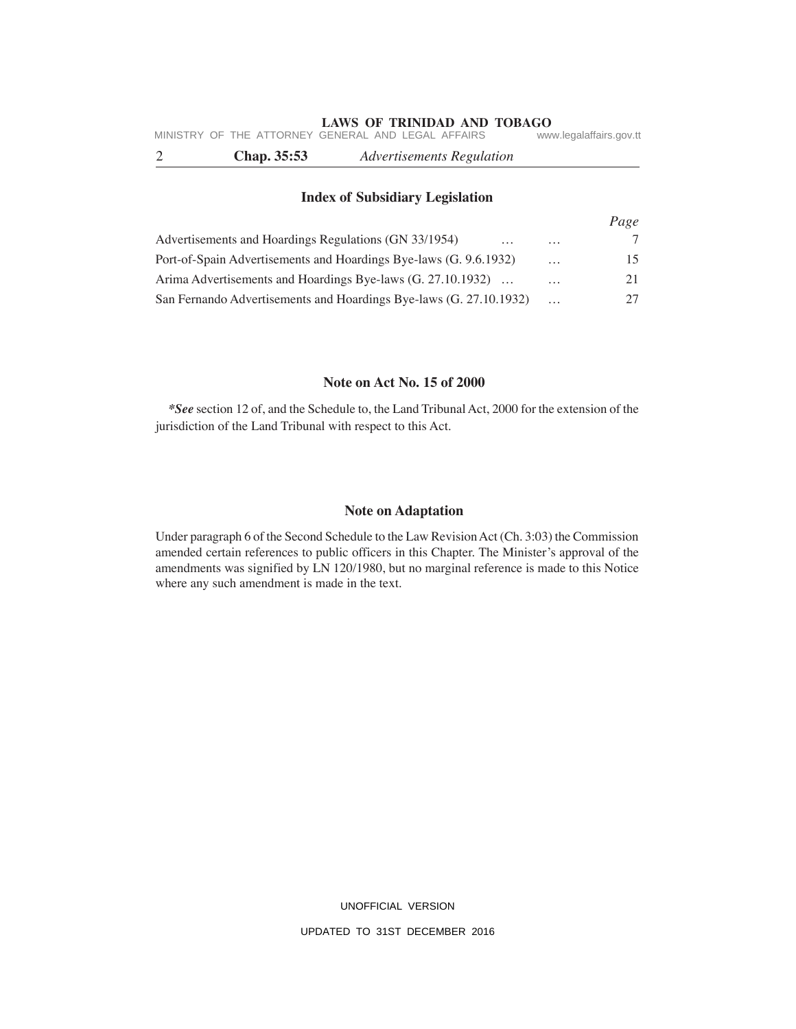## Index of Subsidiary Legislation

| | Page |
|---|---|
| Advertisements and Hoardings Regulations (GN 33/1954) … … | 7 |
| Port-of-Spain Advertisements and Hoardings Bye-laws (G. 9.6.1932) … | 15 |
| Arima Advertisements and Hoardings Bye-laws (G. 27.10.1932) … … | 21 |
| San Fernando Advertisements and Hoardings Bye-laws (G. 27.10.1932) … | 27 |

## Note on Act No. 15 of 2000

***See** section 12 of, and the Schedule to, the Land Tribunal Act, 2000 for the extension of the jurisdiction of the Land Tribunal with respect to this Act.

## Note on Adaptation

Under paragraph 6 of the Second Schedule to the Law Revision Act (Ch. 3:03) the Commission amended certain references to public officers in this Chapter. The Minister's approval of the amendments was signified by LN 120/1980, but no marginal reference is made to this Notice where any such amendment is made in the text.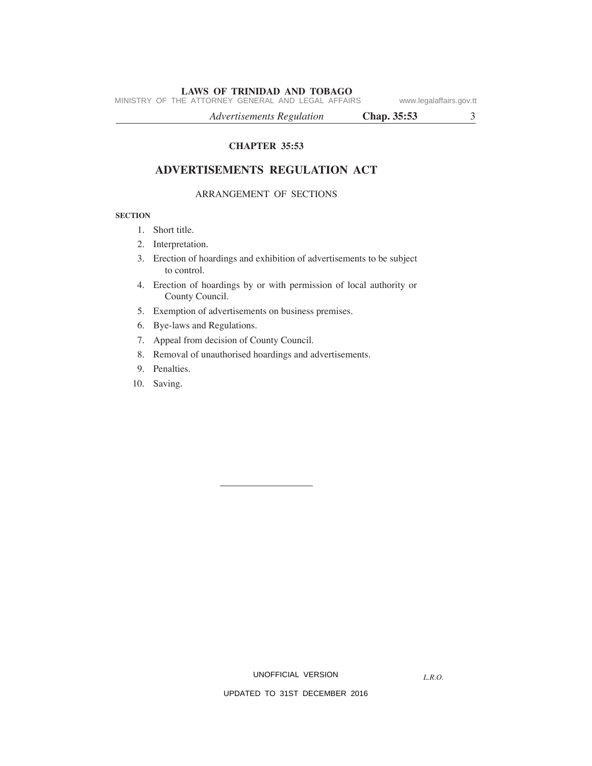# CHAPTER 35:53

## ADVERTISEMENTS REGULATION ACT

ARRANGEMENT OF SECTIONS

**SECTION**

1. Short title.
2. Interpretation.
3. Erection of hoardings and exhibition of advertisements to be subject to control.
4. Erection of hoardings by or with permission of local authority or County Council.
5. Exemption of advertisements on business premises.
6. Bye-laws and Regulations.
7. Appeal from decision of County Council.
8. Removal of unauthorised hoardings and advertisements.
9. Penalties.
10. Saving.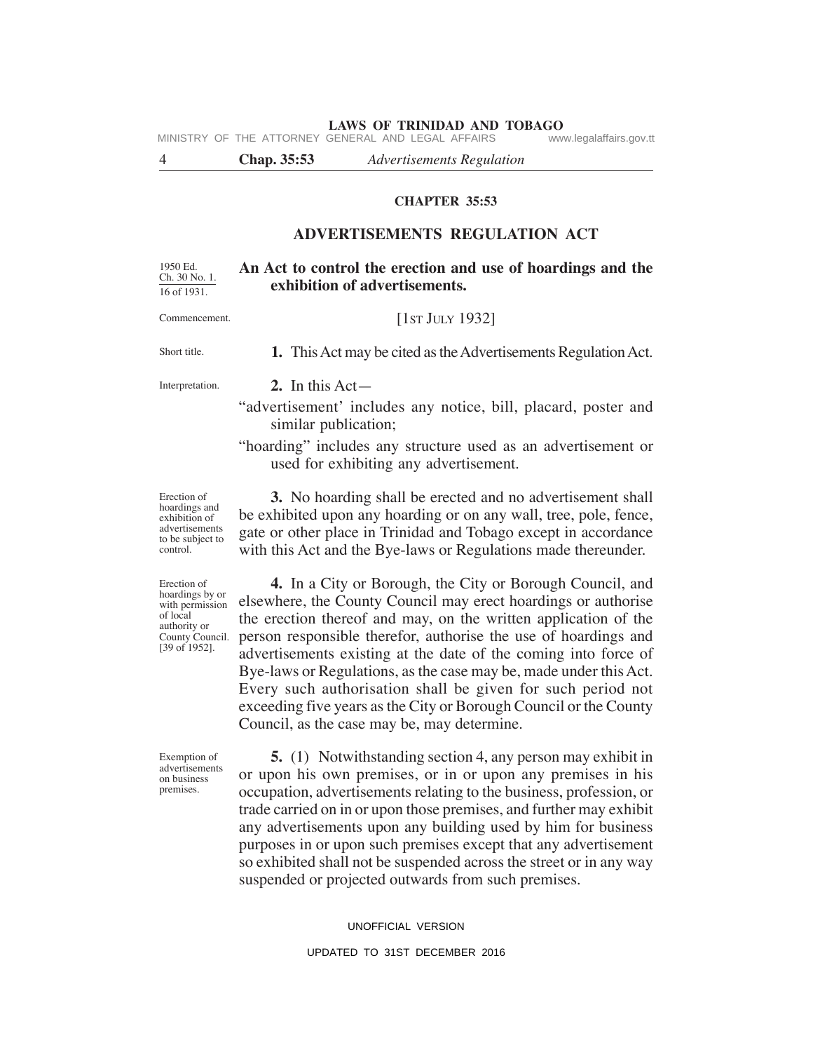# CHAPTER 35:53

## ADVERTISEMENTS REGULATION ACT

1950 Ed.
Ch. 30 No. 1.
16 of 1931.

**An Act to control the erection and use of hoardings and the exhibition of advertisements.**

Commencement.

[1ST JULY 1932]

Short title.

**1.** This Act may be cited as the Advertisements Regulation Act.

Interpretation.

**2.** In this Act—

"advertisement' includes any notice, bill, placard, poster and similar publication;

"hoarding" includes any structure used as an advertisement or used for exhibiting any advertisement.

Erection of hoardings and exhibition of advertisements to be subject to control.

**3.** No hoarding shall be erected and no advertisement shall be exhibited upon any hoarding or on any wall, tree, pole, fence, gate or other place in Trinidad and Tobago except in accordance with this Act and the Bye-laws or Regulations made thereunder.

Erection of hoardings by or with permission of local authority or County Council. [39 of 1952].

**4.** In a City or Borough, the City or Borough Council, and elsewhere, the County Council may erect hoardings or authorise the erection thereof and may, on the written application of the person responsible therefor, authorise the use of hoardings and advertisements existing at the date of the coming into force of Bye-laws or Regulations, as the case may be, made under this Act. Every such authorisation shall be given for such period not exceeding five years as the City or Borough Council or the County Council, as the case may be, may determine.

Exemption of advertisements on business premises.

**5.** (1) Notwithstanding section 4, any person may exhibit in or upon his own premises, or in or upon any premises in his occupation, advertisements relating to the business, profession, or trade carried on in or upon those premises, and further may exhibit any advertisements upon any building used by him for business purposes in or upon such premises except that any advertisement so exhibited shall not be suspended across the street or in any way suspended or projected outwards from such premises.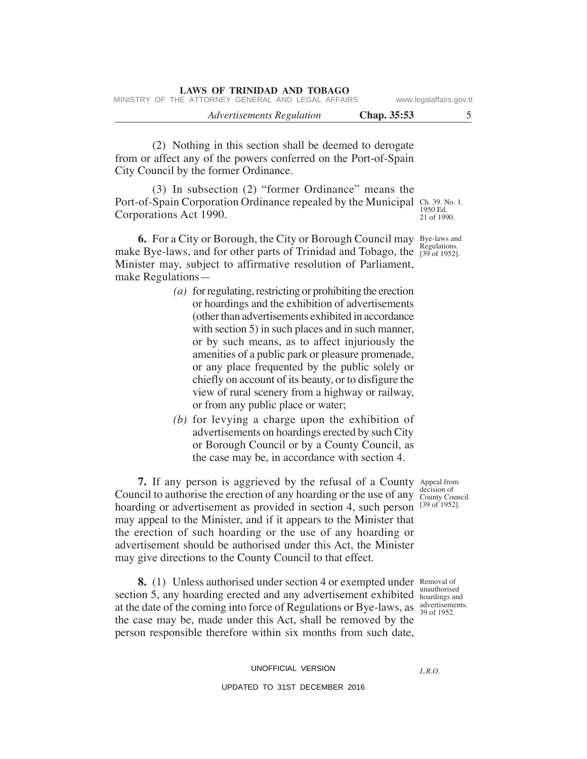(2) Nothing in this section shall be deemed to derogate from or affect any of the powers conferred on the Port-of-Spain City Council by the former Ordinance.

(3) In subsection (2) "former Ordinance" means the Port-of-Spain Corporation Ordinance repealed by the Municipal Corporations Act 1990.

Ch. 39. No. 1. 1950 Ed. 21 of 1990.

Bye-laws and Regulations. [39 of 1952].

**6.** For a City or Borough, the City or Borough Council may make Bye-laws, and for other parts of Trinidad and Tobago, the Minister may, subject to affirmative resolution of Parliament, make Regulations—

*(a)* for regulating, restricting or prohibiting the erection or hoardings and the exhibition of advertisements (other than advertisements exhibited in accordance with section 5) in such places and in such manner, or by such means, as to affect injuriously the amenities of a public park or pleasure promenade, or any place frequented by the public solely or chiefly on account of its beauty, or to disfigure the view of rural scenery from a highway or railway, or from any public place or water;

*(b)* for levying a charge upon the exhibition of advertisements on hoardings erected by such City or Borough Council or by a County Council, as the case may be, in accordance with section 4.

Appeal from decision of County Council. [39 of 1952].

**7.** If any person is aggrieved by the refusal of a County Council to authorise the erection of any hoarding or the use of any hoarding or advertisement as provided in section 4, such person may appeal to the Minister, and if it appears to the Minister that the erection of such hoarding or the use of any hoarding or advertisement should be authorised under this Act, the Minister may give directions to the County Council to that effect.

Removal of unauthorised hoardings and advertisements. 39 of 1952.

**8.** (1) Unless authorised under section 4 or exempted under section 5, any hoarding erected and any advertisement exhibited at the date of the coming into force of Regulations or Bye-laws, as the case may be, made under this Act, shall be removed by the person responsible therefore within six months from such date,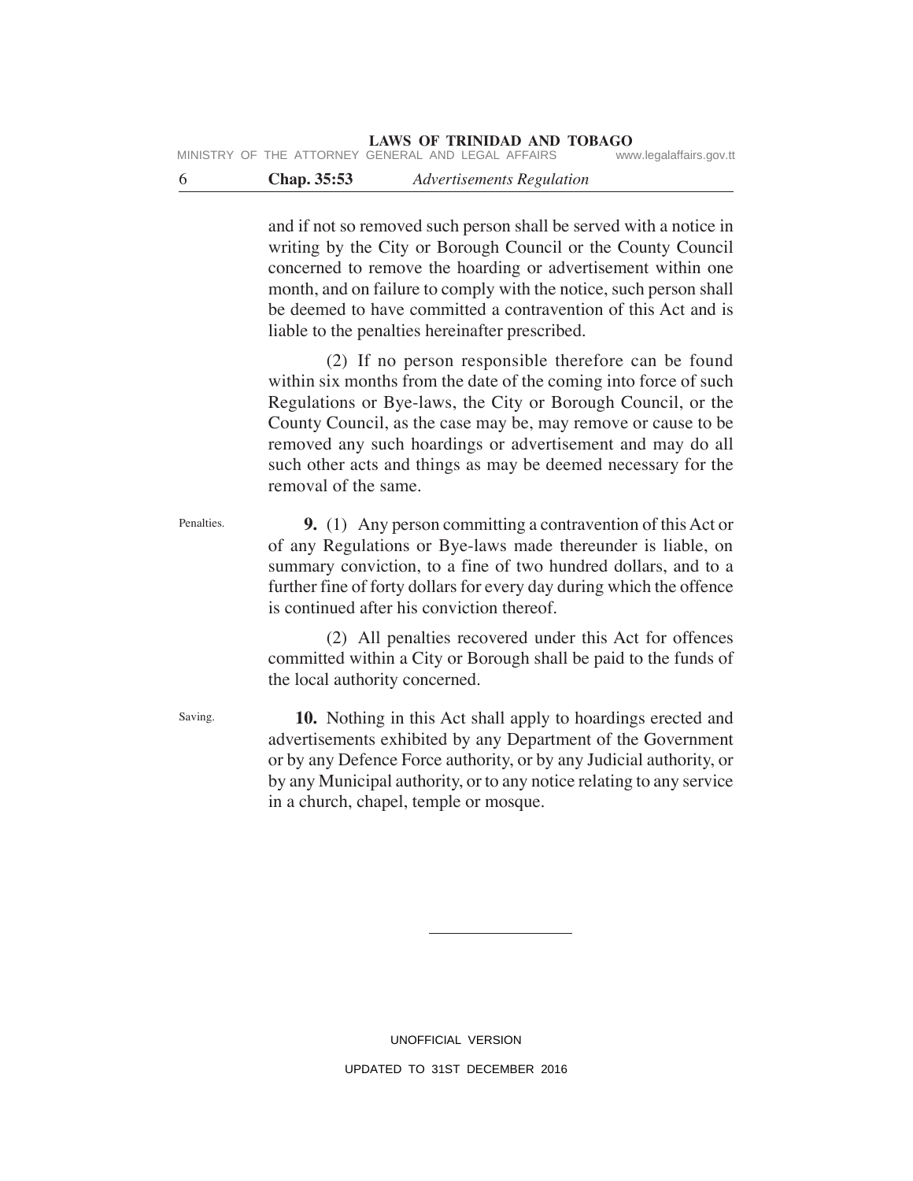and if not so removed such person shall be served with a notice in writing by the City or Borough Council or the County Council concerned to remove the hoarding or advertisement within one month, and on failure to comply with the notice, such person shall be deemed to have committed a contravention of this Act and is liable to the penalties hereinafter prescribed.

(2) If no person responsible therefore can be found within six months from the date of the coming into force of such Regulations or Bye-laws, the City or Borough Council, or the County Council, as the case may be, may remove or cause to be removed any such hoardings or advertisement and may do all such other acts and things as may be deemed necessary for the removal of the same.

Penalties.

**9.** (1) Any person committing a contravention of this Act or of any Regulations or Bye-laws made thereunder is liable, on summary conviction, to a fine of two hundred dollars, and to a further fine of forty dollars for every day during which the offence is continued after his conviction thereof.

(2) All penalties recovered under this Act for offences committed within a City or Borough shall be paid to the funds of the local authority concerned.

Saving.

**10.** Nothing in this Act shall apply to hoardings erected and advertisements exhibited by any Department of the Government or by any Defence Force authority, or by any Judicial authority, or by any Municipal authority, or to any notice relating to any service in a church, chapel, temple or mosque.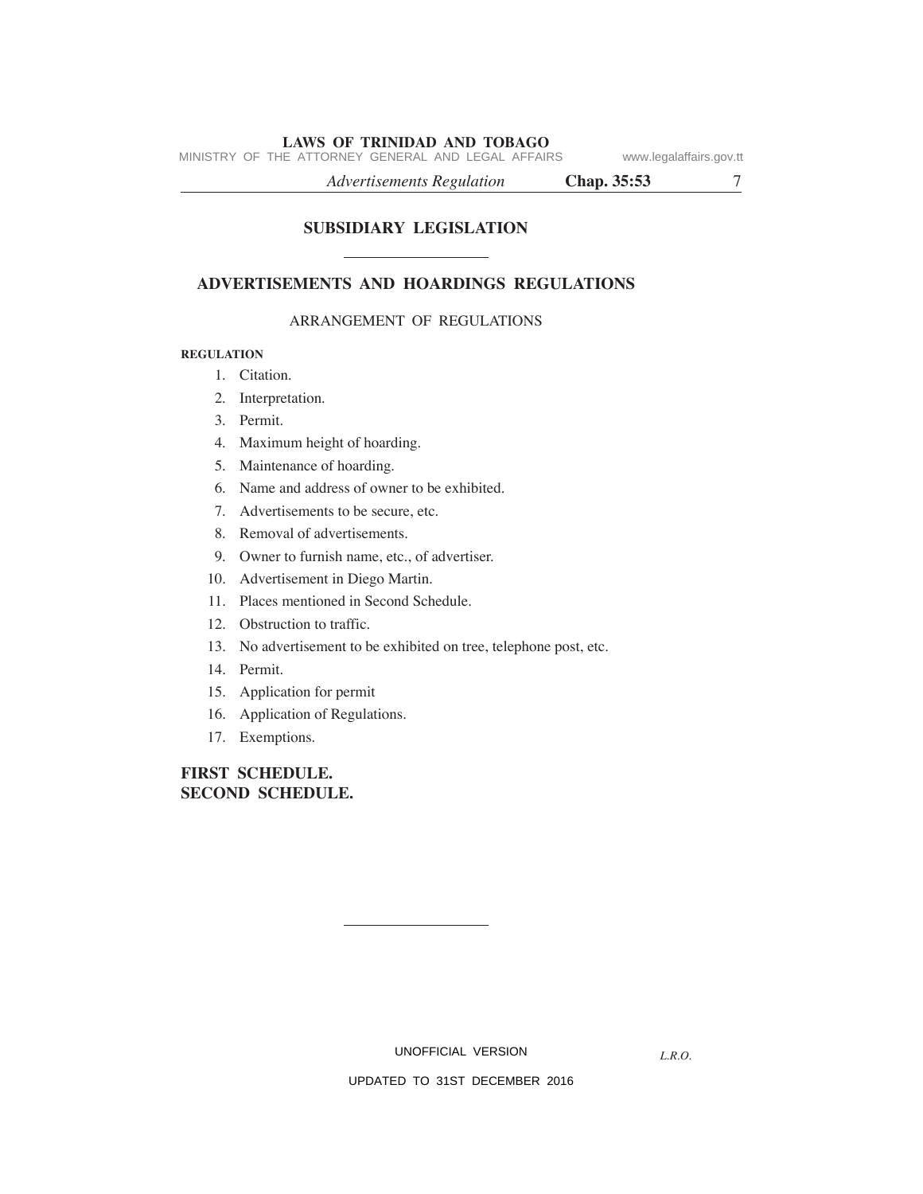## SUBSIDIARY LEGISLATION

# ADVERTISEMENTS AND HOARDINGS REGULATIONS

ARRANGEMENT OF REGULATIONS

**REGULATION**

1. Citation.
2. Interpretation.
3. Permit.
4. Maximum height of hoarding.
5. Maintenance of hoarding.
6. Name and address of owner to be exhibited.
7. Advertisements to be secure, etc.
8. Removal of advertisements.
9. Owner to furnish name, etc., of advertiser.
10. Advertisement in Diego Martin.
11. Places mentioned in Second Schedule.
12. Obstruction to traffic.
13. No advertisement to be exhibited on tree, telephone post, etc.
14. Permit.
15. Application for permit
16. Application of Regulations.
17. Exemptions.

**FIRST SCHEDULE.**
**SECOND SCHEDULE.**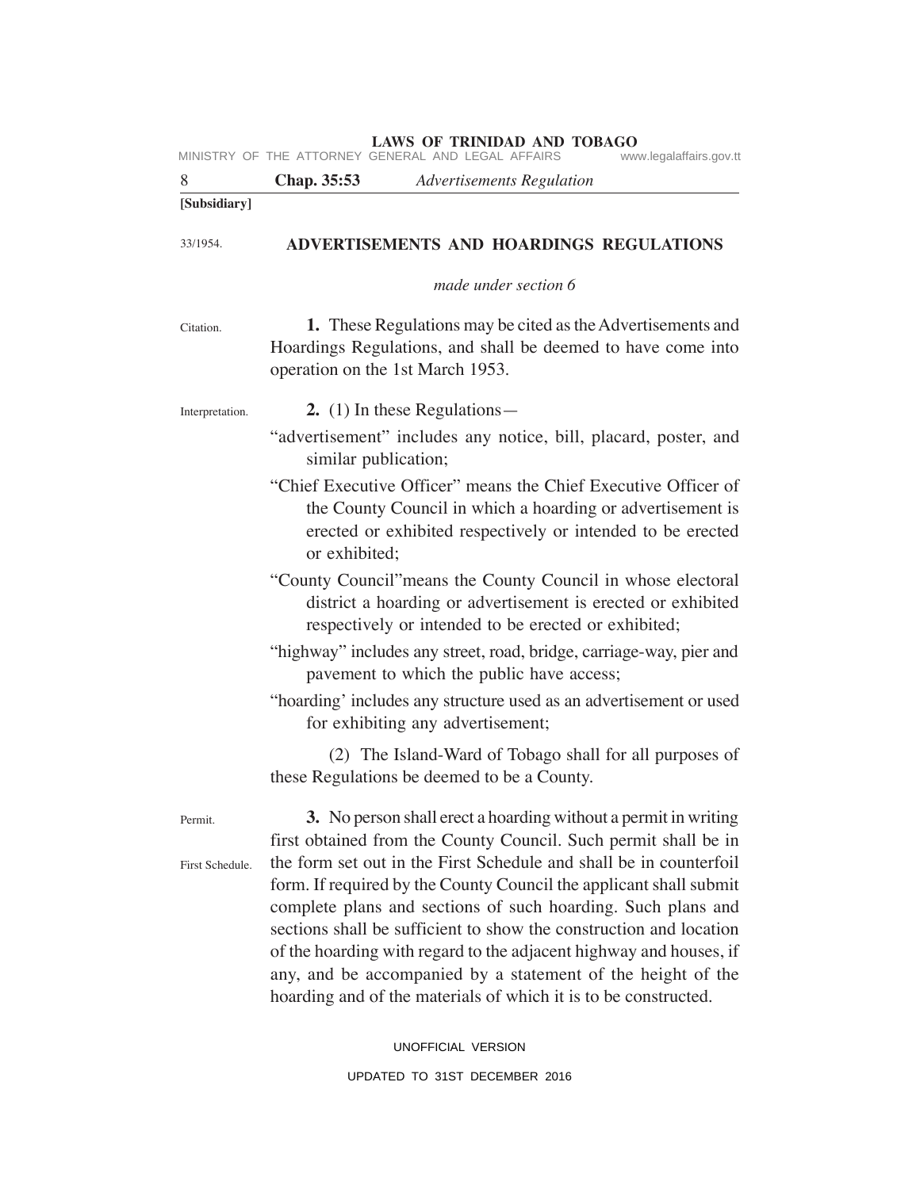[Subsidiary]

33/1954.

# ADVERTISEMENTS AND HOARDINGS REGULATIONS

*made under section 6*

Citation.

**1.** These Regulations may be cited as the Advertisements and Hoardings Regulations, and shall be deemed to have come into operation on the 1st March 1953.

Interpretation.

**2.** (1) In these Regulations—

"advertisement" includes any notice, bill, placard, poster, and similar publication;

"Chief Executive Officer" means the Chief Executive Officer of the County Council in which a hoarding or advertisement is erected or exhibited respectively or intended to be erected or exhibited;

"County Council"means the County Council in whose electoral district a hoarding or advertisement is erected or exhibited respectively or intended to be erected or exhibited;

"highway" includes any street, road, bridge, carriage-way, pier and pavement to which the public have access;

"hoarding' includes any structure used as an advertisement or used for exhibiting any advertisement;

(2) The Island-Ward of Tobago shall for all purposes of these Regulations be deemed to be a County.

Permit.

First Schedule.

**3.** No person shall erect a hoarding without a permit in writing first obtained from the County Council. Such permit shall be in the form set out in the First Schedule and shall be in counterfoil form. If required by the County Council the applicant shall submit complete plans and sections of such hoarding. Such plans and sections shall be sufficient to show the construction and location of the hoarding with regard to the adjacent highway and houses, if any, and be accompanied by a statement of the height of the hoarding and of the materials of which it is to be constructed.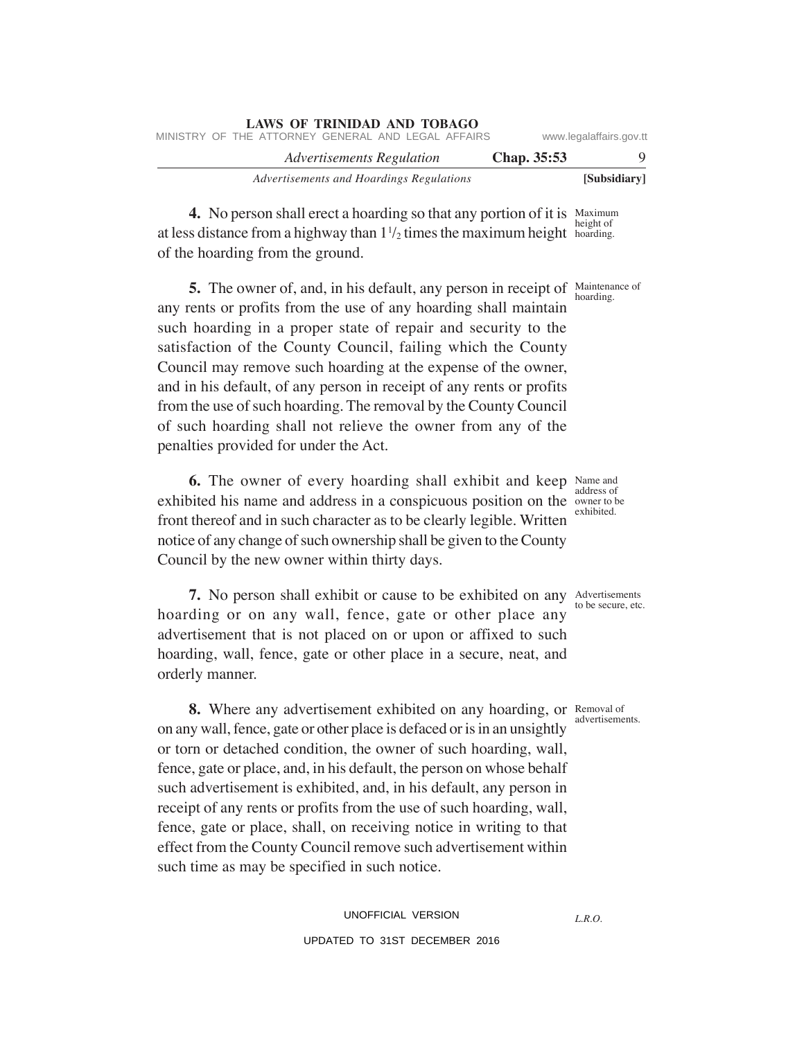**4.** No person shall erect a hoarding so that any portion of it is at less distance from a highway than $1\frac{1}{2}$ times the maximum height of the hoarding from the ground.

Maximum height of hoarding.

**5.** The owner of, and, in his default, any person in receipt of any rents or profits from the use of any hoarding shall maintain such hoarding in a proper state of repair and security to the satisfaction of the County Council, failing which the County Council may remove such hoarding at the expense of the owner, and in his default, of any person in receipt of any rents or profits from the use of such hoarding. The removal by the County Council of such hoarding shall not relieve the owner from any of the penalties provided for under the Act.

Maintenance of hoarding.

**6.** The owner of every hoarding shall exhibit and keep exhibited his name and address in a conspicuous position on the front thereof and in such character as to be clearly legible. Written notice of any change of such ownership shall be given to the County Council by the new owner within thirty days.

Name and address of owner to be exhibited.

**7.** No person shall exhibit or cause to be exhibited on any hoarding or on any wall, fence, gate or other place any advertisement that is not placed on or upon or affixed to such hoarding, wall, fence, gate or other place in a secure, neat, and orderly manner.

Advertisements to be secure, etc.

**8.** Where any advertisement exhibited on any hoarding, or on any wall, fence, gate or other place is defaced or is in an unsightly or torn or detached condition, the owner of such hoarding, wall, fence, gate or place, and, in his default, the person on whose behalf such advertisement is exhibited, and, in his default, any person in receipt of any rents or profits from the use of such hoarding, wall, fence, gate or place, shall, on receiving notice in writing to that effect from the County Council remove such advertisement within such time as may be specified in such notice.

Removal of advertisements.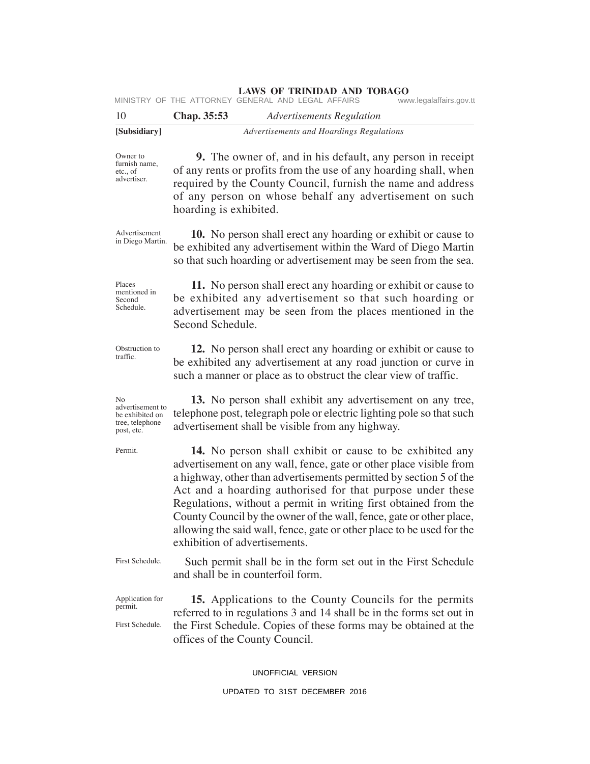Owner to furnish name, etc., of advertiser.

**9.** The owner of, and in his default, any person in receipt of any rents or profits from the use of any hoarding shall, when required by the County Council, furnish the name and address of any person on whose behalf any advertisement on such hoarding is exhibited.

Advertisement in Diego Martin.

**10.** No person shall erect any hoarding or exhibit or cause to be exhibited any advertisement within the Ward of Diego Martin so that such hoarding or advertisement may be seen from the sea.

Places mentioned in Second Schedule.

**11.** No person shall erect any hoarding or exhibit or cause to be exhibited any advertisement so that such hoarding or advertisement may be seen from the places mentioned in the Second Schedule.

Obstruction to traffic.

**12.** No person shall erect any hoarding or exhibit or cause to be exhibited any advertisement at any road junction or curve in such a manner or place as to obstruct the clear view of traffic.

No advertisement to be exhibited on tree, telephone post, etc.

**13.** No person shall exhibit any advertisement on any tree, telephone post, telegraph pole or electric lighting pole so that such advertisement shall be visible from any highway.

Permit.

**14.** No person shall exhibit or cause to be exhibited any advertisement on any wall, fence, gate or other place visible from a highway, other than advertisements permitted by section 5 of the Act and a hoarding authorised for that purpose under these Regulations, without a permit in writing first obtained from the County Council by the owner of the wall, fence, gate or other place, allowing the said wall, fence, gate or other place to be used for the exhibition of advertisements.

First Schedule.

Such permit shall be in the form set out in the First Schedule and shall be in counterfoil form.

Application for permit.

First Schedule.

**15.** Applications to the County Councils for the permits referred to in regulations 3 and 14 shall be in the forms set out in the First Schedule. Copies of these forms may be obtained at the offices of the County Council.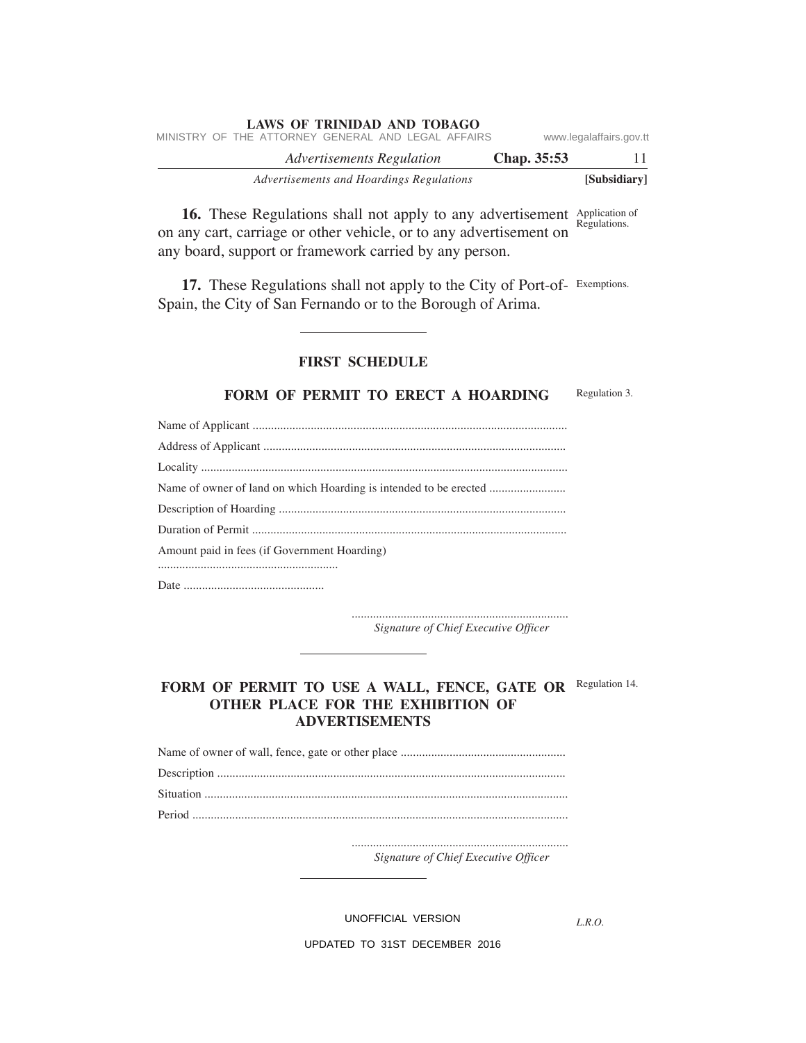**16.** These Regulations shall not apply to any advertisement on any cart, carriage or other vehicle, or to any advertisement on any board, support or framework carried by any person. Application of Regulations.

**17.** These Regulations shall not apply to the City of Port-of-Spain, the City of San Fernando or to the Borough of Arima. Exemptions.

---

## FIRST SCHEDULE

### FORM OF PERMIT TO ERECT A HOARDING

Regulation 3.

Name of Applicant ......................................................................................................

Address of Applicant ..................................................................................................

Locality .......................................................................................................................

Name of owner of land on which Hoarding is intended to be erected .........................

Description of Hoarding .............................................................................................

Duration of Permit ......................................................................................................

Amount paid in fees (if Government Hoarding)

...........................................................

Date ..............................................

......................................................................
*Signature of Chief Executive Officer*

---

### FORM OF PERMIT TO USE A WALL, FENCE, GATE OR OTHER PLACE FOR THE EXHIBITION OF ADVERTISEMENTS

Regulation 14.

Name of owner of wall, fence, gate or other place ......................................................

Description .................................................................................................................

Situation ......................................................................................................................

Period ..........................................................................................................................

......................................................................
*Signature of Chief Executive Officer*

---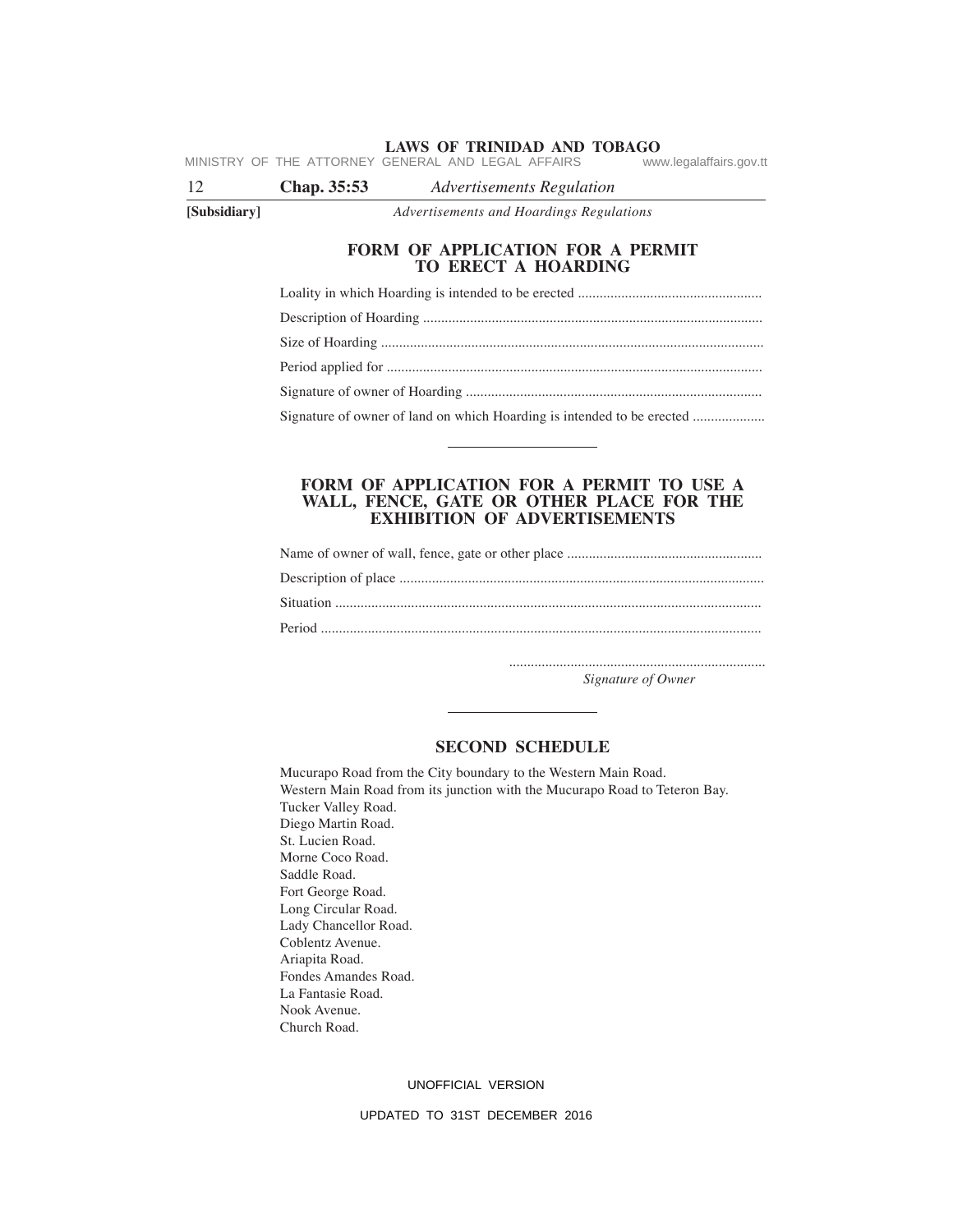## FORM OF APPLICATION FOR A PERMIT TO ERECT A HOARDING

Loality in which Hoarding is intended to be erected ..................................................

Description of Hoarding .............................................................................................

Size of Hoarding .........................................................................................................

Period applied for .......................................................................................................

Signature of owner of Hoarding .................................................................................

Signature of owner of land on which Hoarding is intended to be erected ....................

---

## FORM OF APPLICATION FOR A PERMIT TO USE A WALL, FENCE, GATE OR OTHER PLACE FOR THE EXHIBITION OF ADVERTISEMENTS

Name of owner of wall, fence, gate or other place .....................................................

Description of place ....................................................................................................

Situation .....................................................................................................................

Period .........................................................................................................................

.......................................................................
*Signature of Owner*

---

## SECOND SCHEDULE

Mucurapo Road from the City boundary to the Western Main Road.
Western Main Road from its junction with the Mucurapo Road to Teteron Bay.
Tucker Valley Road.
Diego Martin Road.
St. Lucien Road.
Morne Coco Road.
Saddle Road.
Fort George Road.
Long Circular Road.
Lady Chancellor Road.
Coblentz Avenue.
Ariapita Road.
Fondes Amandes Road.
La Fantasie Road.
Nook Avenue.
Church Road.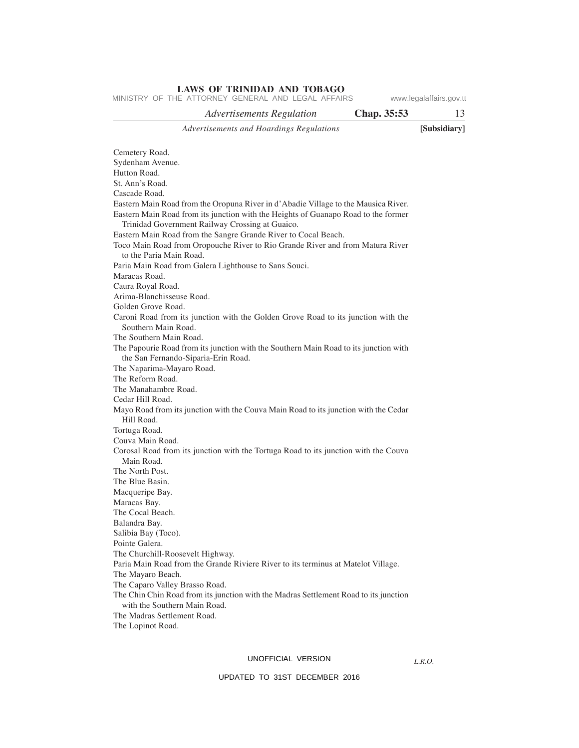Cemetery Road.

Sydenham Avenue.

Hutton Road.

St. Ann's Road.

Cascade Road.

Eastern Main Road from the Oropuna River in d'Abadie Village to the Mausica River.

Eastern Main Road from its junction with the Heights of Guanapo Road to the former Trinidad Government Railway Crossing at Guaico.

Eastern Main Road from the Sangre Grande River to Cocal Beach.

Toco Main Road from Oropouche River to Rio Grande River and from Matura River to the Paria Main Road.

Paria Main Road from Galera Lighthouse to Sans Souci.

Maracas Road.

Caura Royal Road.

Arima-Blanchisseuse Road.

Golden Grove Road.

Caroni Road from its junction with the Golden Grove Road to its junction with the Southern Main Road.

The Southern Main Road.

The Papourie Road from its junction with the Southern Main Road to its junction with the San Fernando-Siparia-Erin Road.

The Naparima-Mayaro Road.

The Reform Road.

The Manahambre Road.

Cedar Hill Road.

Mayo Road from its junction with the Couva Main Road to its junction with the Cedar Hill Road.

Tortuga Road.

Couva Main Road.

Corosal Road from its junction with the Tortuga Road to its junction with the Couva Main Road.

The North Post.

The Blue Basin.

Macqueripe Bay.

Maracas Bay.

The Cocal Beach.

Balandra Bay.

Salibia Bay (Toco).

Pointe Galera.

The Churchill-Roosevelt Highway.

Paria Main Road from the Grande Riviere River to its terminus at Matelot Village.

The Mayaro Beach.

The Caparo Valley Brasso Road.

The Chin Chin Road from its junction with the Madras Settlement Road to its junction with the Southern Main Road.

The Madras Settlement Road.

The Lopinot Road.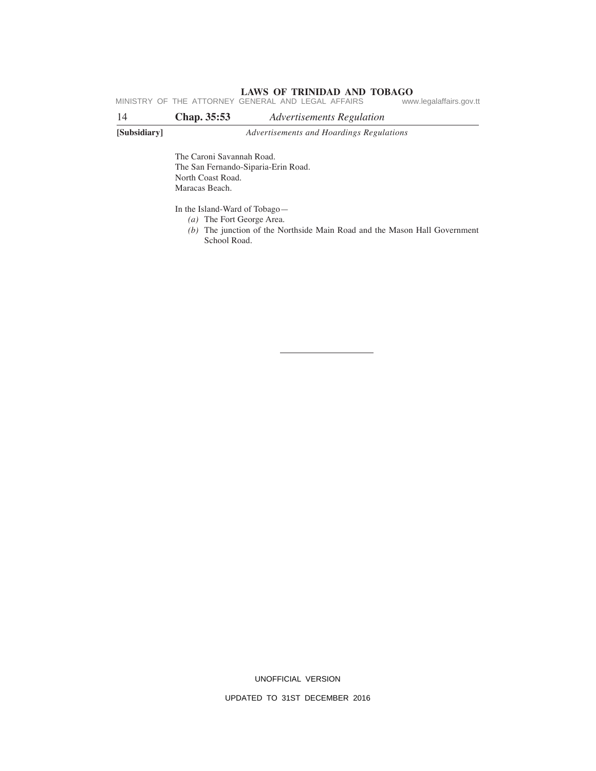The Caroni Savannah Road.
The San Fernando-Siparia-Erin Road.
North Coast Road.
Maracas Beach.

In the Island-Ward of Tobago—

*(a)* The Fort George Area.

*(b)* The junction of the Northside Main Road and the Mason Hall Government School Road.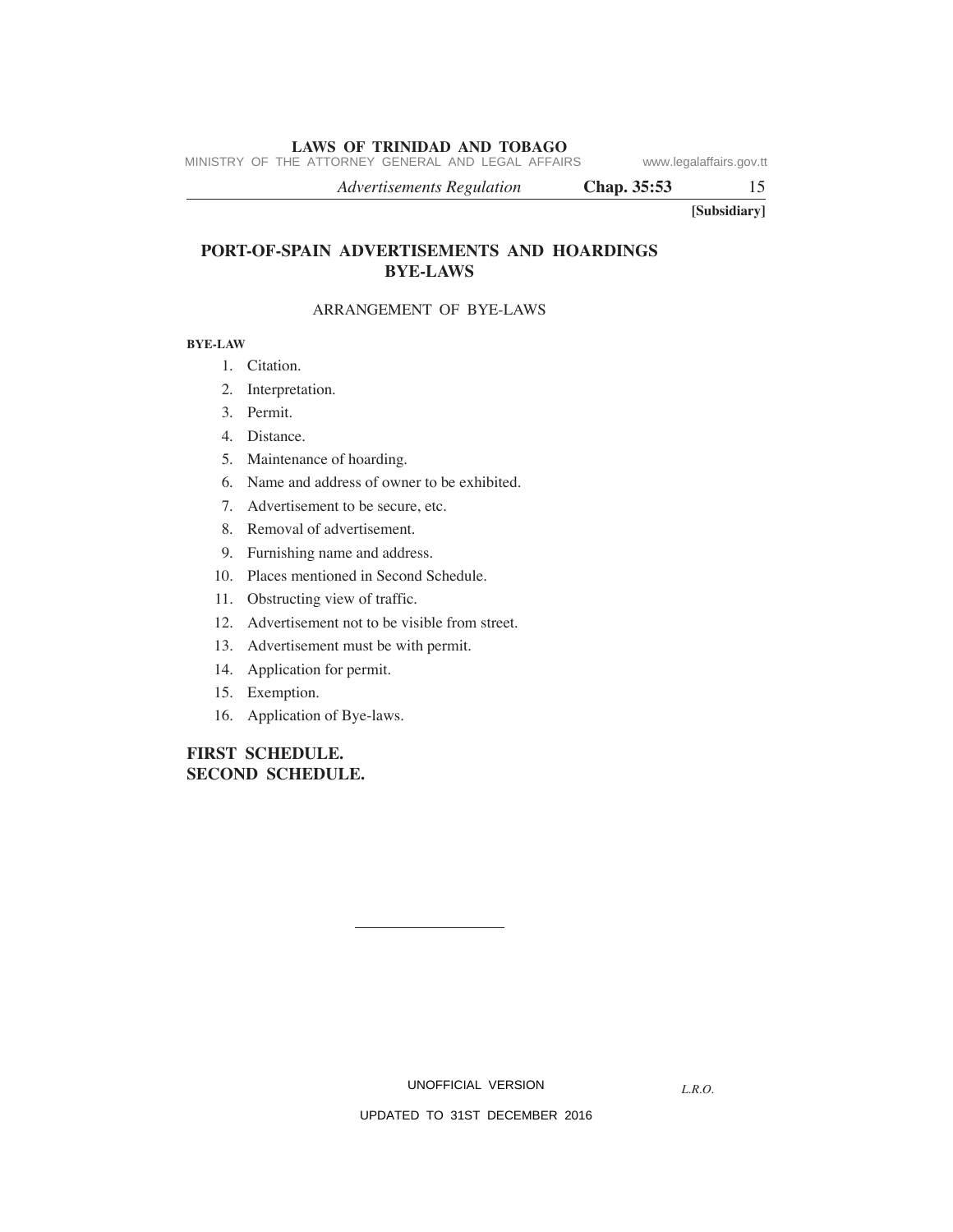[Subsidiary]

# PORT-OF-SPAIN ADVERTISEMENTS AND HOARDINGS BYE-LAWS

ARRANGEMENT OF BYE-LAWS

**BYE-LAW**

1. Citation.
2. Interpretation.
3. Permit.
4. Distance.
5. Maintenance of hoarding.
6. Name and address of owner to be exhibited.
7. Advertisement to be secure, etc.
8. Removal of advertisement.
9. Furnishing name and address.
10. Places mentioned in Second Schedule.
11. Obstructing view of traffic.
12. Advertisement not to be visible from street.
13. Advertisement must be with permit.
14. Application for permit.
15. Exemption.
16. Application of Bye-laws.

**FIRST SCHEDULE.**
**SECOND SCHEDULE.**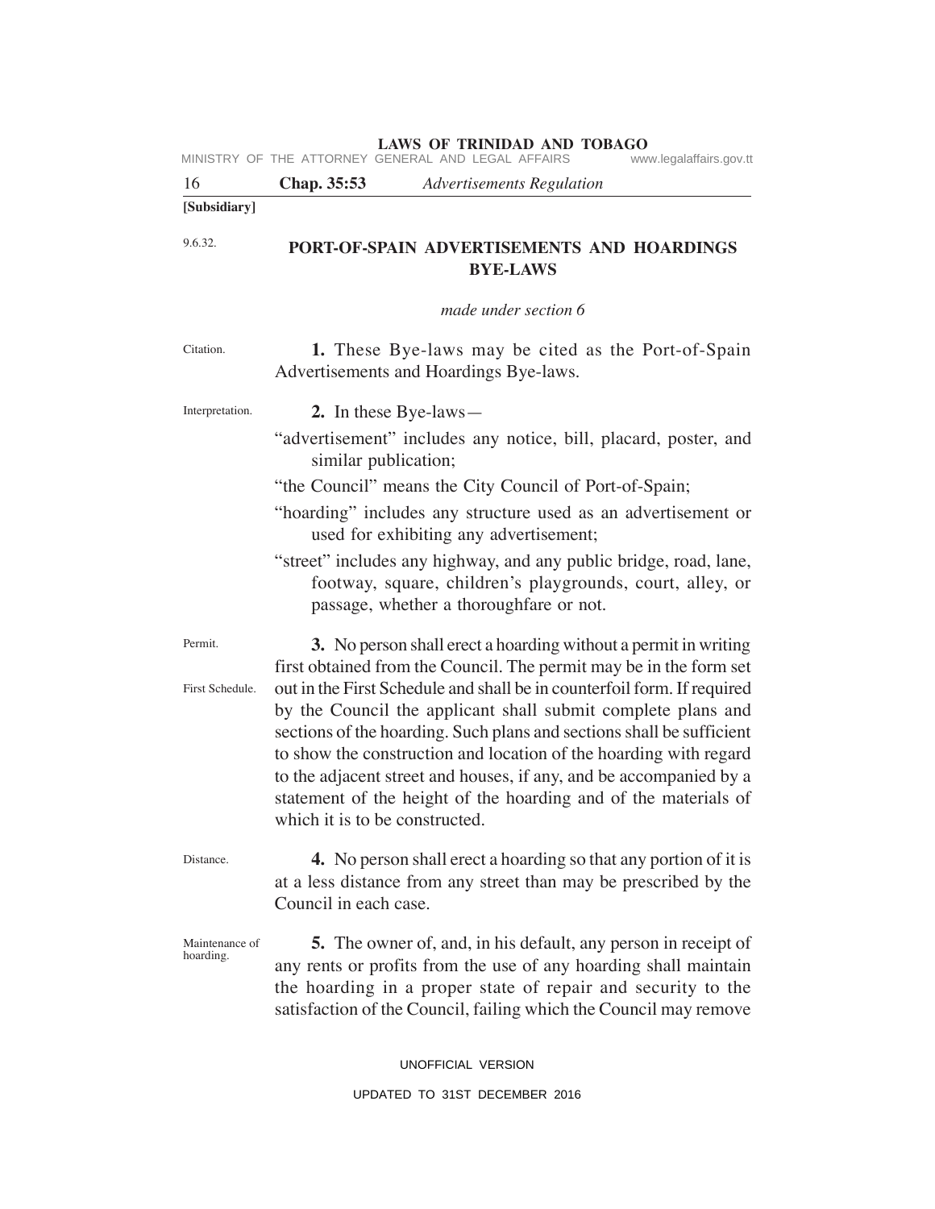[Subsidiary]

9.6.32.

## PORT-OF-SPAIN ADVERTISEMENTS AND HOARDINGS BYE-LAWS

*made under section 6*

Citation.

**1.** These Bye-laws may be cited as the Port-of-Spain Advertisements and Hoardings Bye-laws.

Interpretation.

**2.** In these Bye-laws—

"advertisement" includes any notice, bill, placard, poster, and similar publication;

"the Council" means the City Council of Port-of-Spain;

"hoarding" includes any structure used as an advertisement or used for exhibiting any advertisement;

"street" includes any highway, and any public bridge, road, lane, footway, square, children's playgrounds, court, alley, or passage, whether a thoroughfare or not.

Permit.

First Schedule.

**3.** No person shall erect a hoarding without a permit in writing first obtained from the Council. The permit may be in the form set out in the First Schedule and shall be in counterfoil form. If required by the Council the applicant shall submit complete plans and sections of the hoarding. Such plans and sections shall be sufficient to show the construction and location of the hoarding with regard to the adjacent street and houses, if any, and be accompanied by a statement of the height of the hoarding and of the materials of which it is to be constructed.

Distance.

**4.** No person shall erect a hoarding so that any portion of it is at a less distance from any street than may be prescribed by the Council in each case.

Maintenance of hoarding.

**5.** The owner of, and, in his default, any person in receipt of any rents or profits from the use of any hoarding shall maintain the hoarding in a proper state of repair and security to the satisfaction of the Council, failing which the Council may remove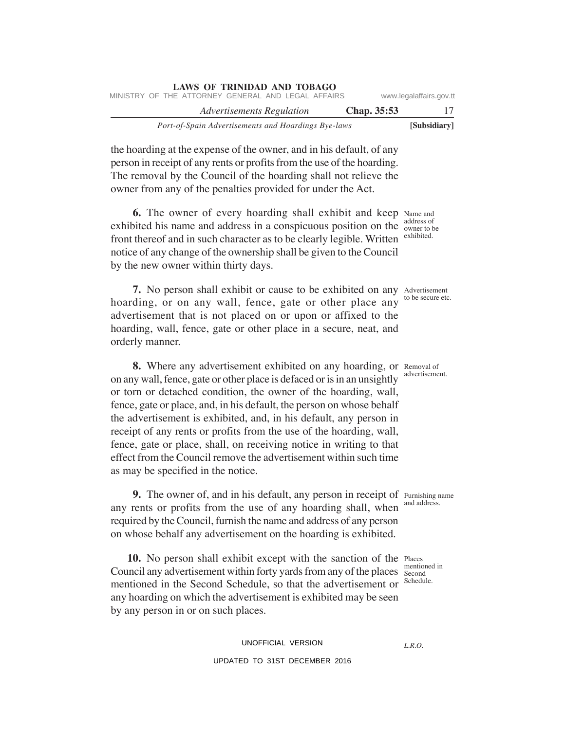the hoarding at the expense of the owner, and in his default, of any person in receipt of any rents or profits from the use of the hoarding. The removal by the Council of the hoarding shall not relieve the owner from any of the penalties provided for under the Act.

**6.** The owner of every hoarding shall exhibit and keep exhibited his name and address in a conspicuous position on the front thereof and in such character as to be clearly legible. Written notice of any change of the ownership shall be given to the Council by the new owner within thirty days.

Name and address of owner to be exhibited.

**7.** No person shall exhibit or cause to be exhibited on any hoarding, or on any wall, fence, gate or other place any advertisement that is not placed on or upon or affixed to the hoarding, wall, fence, gate or other place in a secure, neat, and orderly manner.

Advertisement to be secure etc.

**8.** Where any advertisement exhibited on any hoarding, or on any wall, fence, gate or other place is defaced or is in an unsightly or torn or detached condition, the owner of the hoarding, wall, fence, gate or place, and, in his default, the person on whose behalf the advertisement is exhibited, and, in his default, any person in receipt of any rents or profits from the use of the hoarding, wall, fence, gate or place, shall, on receiving notice in writing to that effect from the Council remove the advertisement within such time as may be specified in the notice.

Removal of advertisement.

**9.** The owner of, and in his default, any person in receipt of any rents or profits from the use of any hoarding shall, when required by the Council, furnish the name and address of any person on whose behalf any advertisement on the hoarding is exhibited.

Furnishing name and address.

**10.** No person shall exhibit except with the sanction of the Council any advertisement within forty yards from any of the places mentioned in the Second Schedule, so that the advertisement or any hoarding on which the advertisement is exhibited may be seen by any person in or on such places.

Places mentioned in Second Schedule.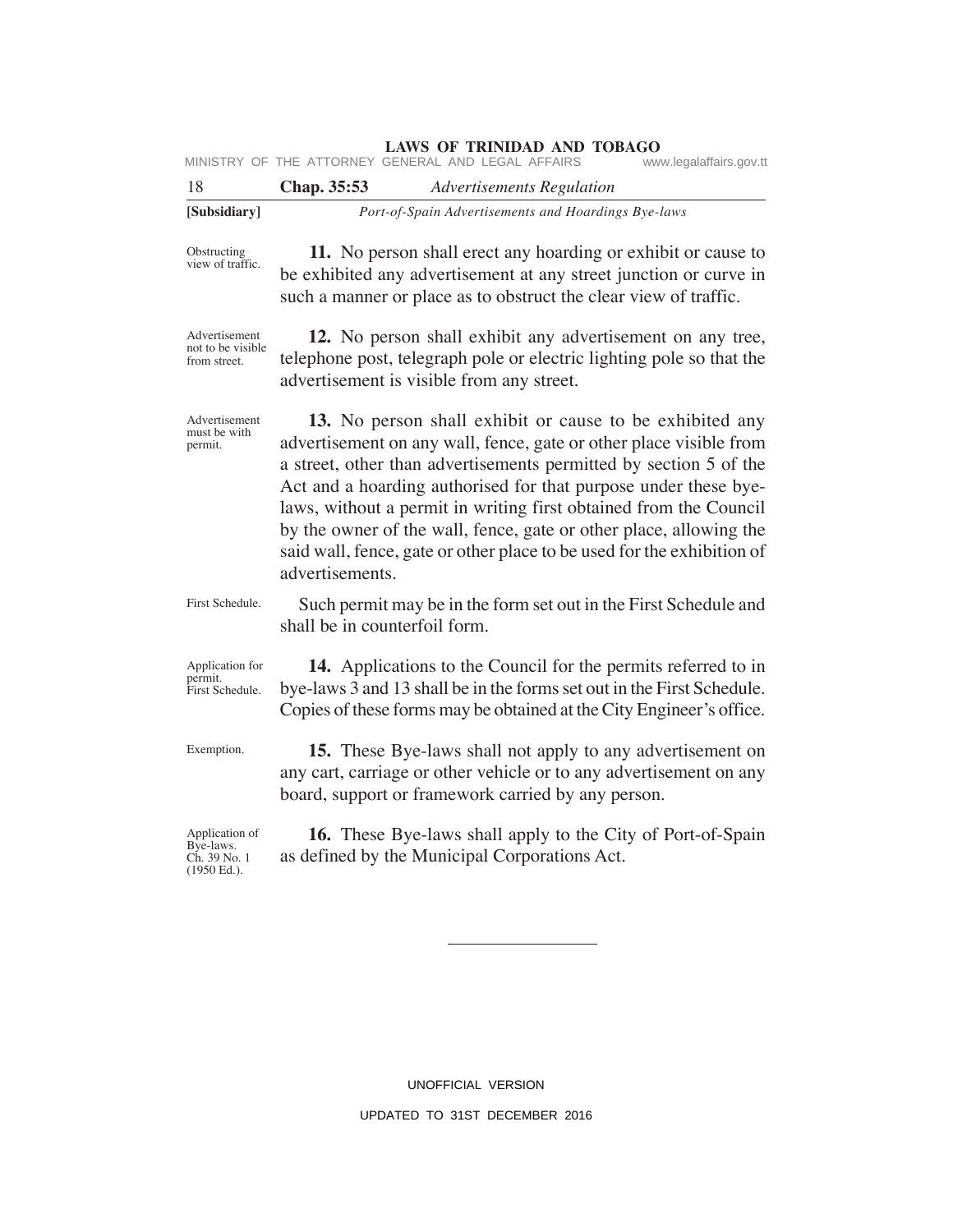Obstructing view of traffic.

**11.** No person shall erect any hoarding or exhibit or cause to be exhibited any advertisement at any street junction or curve in such a manner or place as to obstruct the clear view of traffic.

Advertisement not to be visible from street.

**12.** No person shall exhibit any advertisement on any tree, telephone post, telegraph pole or electric lighting pole so that the advertisement is visible from any street.

Advertisement must be with permit.

**13.** No person shall exhibit or cause to be exhibited any advertisement on any wall, fence, gate or other place visible from a street, other than advertisements permitted by section 5 of the Act and a hoarding authorised for that purpose under these bye-laws, without a permit in writing first obtained from the Council by the owner of the wall, fence, gate or other place, allowing the said wall, fence, gate or other place to be used for the exhibition of advertisements.

First Schedule.

Such permit may be in the form set out in the First Schedule and shall be in counterfoil form.

Application for permit. First Schedule.

**14.** Applications to the Council for the permits referred to in bye-laws 3 and 13 shall be in the forms set out in the First Schedule. Copies of these forms may be obtained at the City Engineer's office.

Exemption.

**15.** These Bye-laws shall not apply to any advertisement on any cart, carriage or other vehicle or to any advertisement on any board, support or framework carried by any person.

Application of Bye-laws. Ch. 39 No. 1 (1950 Ed.).

**16.** These Bye-laws shall apply to the City of Port-of-Spain as defined by the Municipal Corporations Act.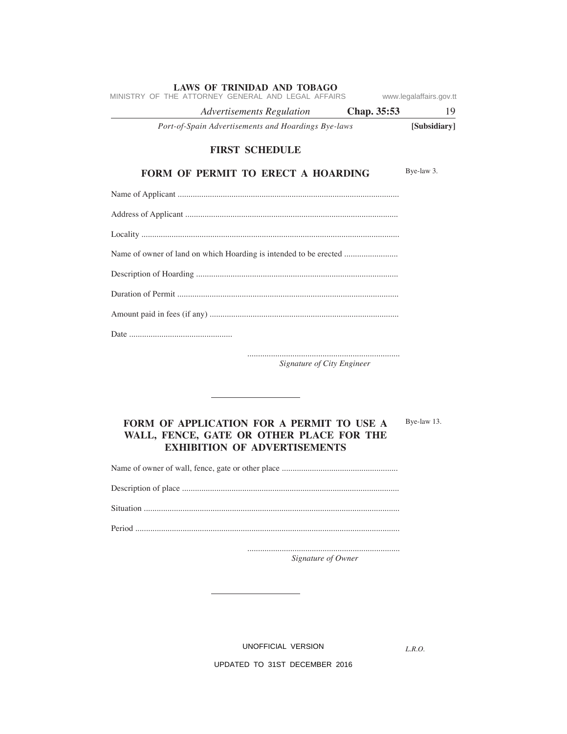## FIRST SCHEDULE

### FORM OF PERMIT TO ERECT A HOARDING

Bye-law 3.

Name of Applicant ......................................................................................................

Address of Applicant ..................................................................................................

Locality .......................................................................................................................

Name of owner of land on which Hoarding is intended to be erected .........................

Description of Hoarding .............................................................................................

Duration of Permit ......................................................................................................

Amount paid in fees (if any) .......................................................................................

Date ................................................

.......................................................................
*Signature of City Engineer*

---

### FORM OF APPLICATION FOR A PERMIT TO USE A WALL, FENCE, GATE OR OTHER PLACE FOR THE EXHIBITION OF ADVERTISEMENTS

Bye-law 13.

Name of owner of wall, fence, gate or other place ......................................................

Description of place ....................................................................................................

Situation ......................................................................................................................

Period ..........................................................................................................................

.......................................................................
*Signature of Owner*

---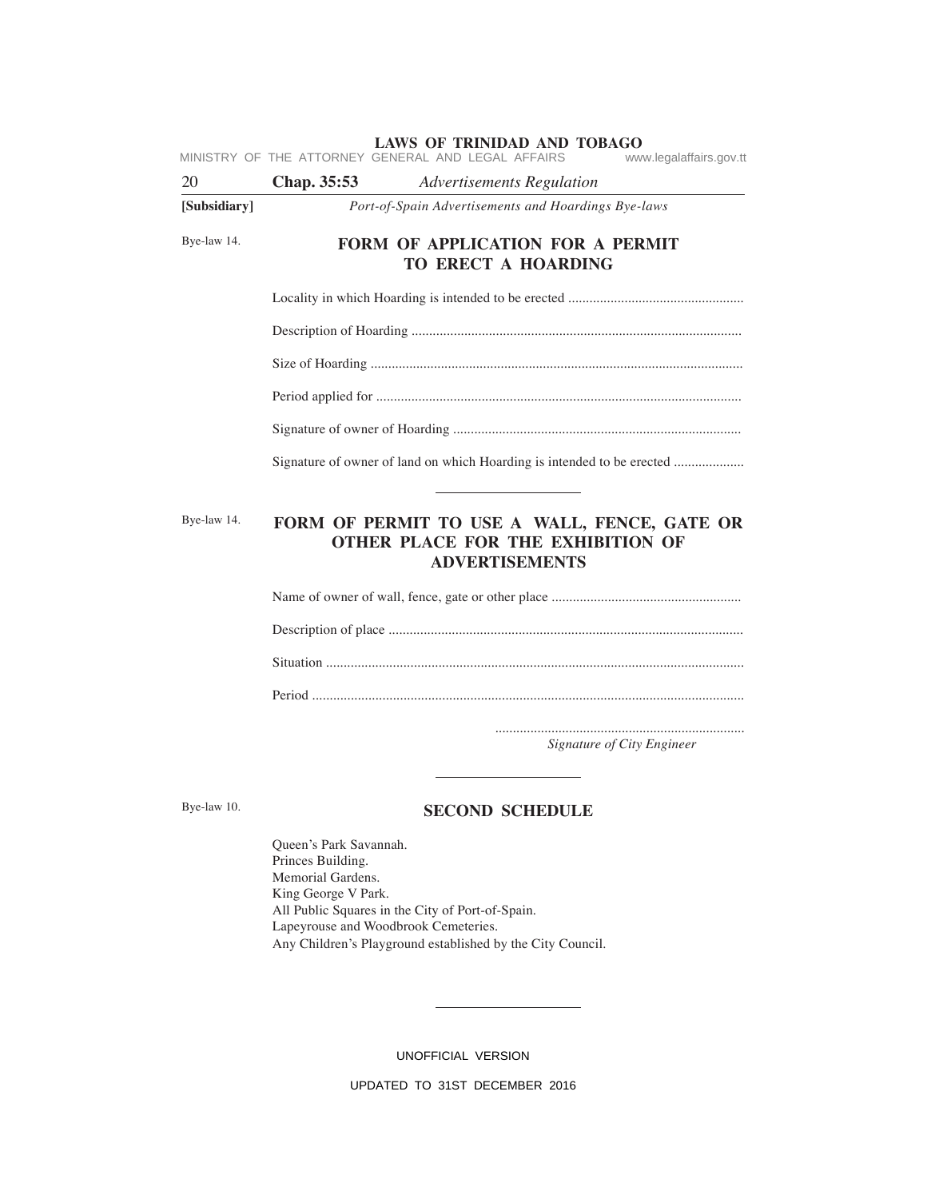Bye-law 14.

## FORM OF APPLICATION FOR A PERMIT TO ERECT A HOARDING

Locality in which Hoarding is intended to be erected .................................................

Description of Hoarding .............................................................................................

Size of Hoarding .........................................................................................................

Period applied for .......................................................................................................

Signature of owner of Hoarding .................................................................................

Signature of owner of land on which Hoarding is intended to be erected ....................

---

Bye-law 14.

## FORM OF PERMIT TO USE A WALL, FENCE, GATE OR OTHER PLACE FOR THE EXHIBITION OF ADVERTISEMENTS

Name of owner of wall, fence, gate or other place .....................................................

Description of place ....................................................................................................

Situation ......................................................................................................................

Period ..........................................................................................................................

......................................................................
*Signature of City Engineer*

---

Bye-law 10.

## SECOND SCHEDULE

Queen's Park Savannah.
Princes Building.
Memorial Gardens.
King George V Park.
All Public Squares in the City of Port-of-Spain.
Lapeyrouse and Woodbrook Cemeteries.
Any Children's Playground established by the City Council.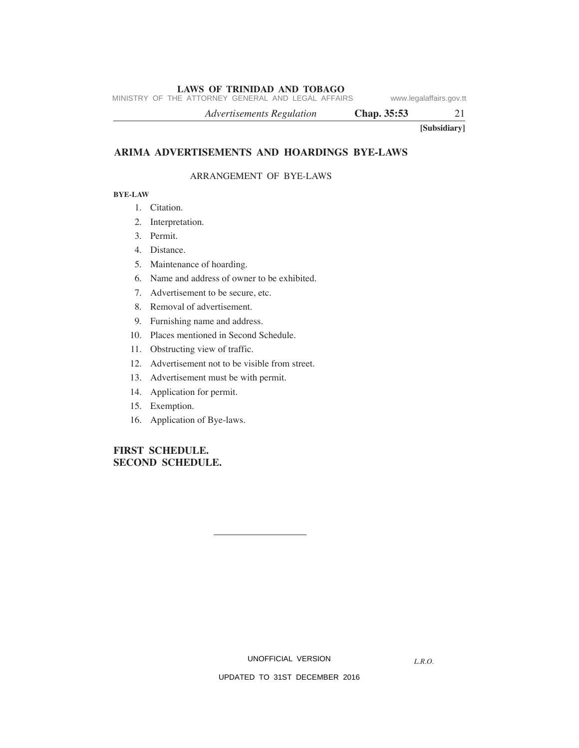**[Subsidiary]**

# ARIMA ADVERTISEMENTS AND HOARDINGS BYE-LAWS

ARRANGEMENT OF BYE-LAWS

**BYE-LAW**

1. Citation.
2. Interpretation.
3. Permit.
4. Distance.
5. Maintenance of hoarding.
6. Name and address of owner to be exhibited.
7. Advertisement to be secure, etc.
8. Removal of advertisement.
9. Furnishing name and address.
10. Places mentioned in Second Schedule.
11. Obstructing view of traffic.
12. Advertisement not to be visible from street.
13. Advertisement must be with permit.
14. Application for permit.
15. Exemption.
16. Application of Bye-laws.

**FIRST SCHEDULE.**
**SECOND SCHEDULE.**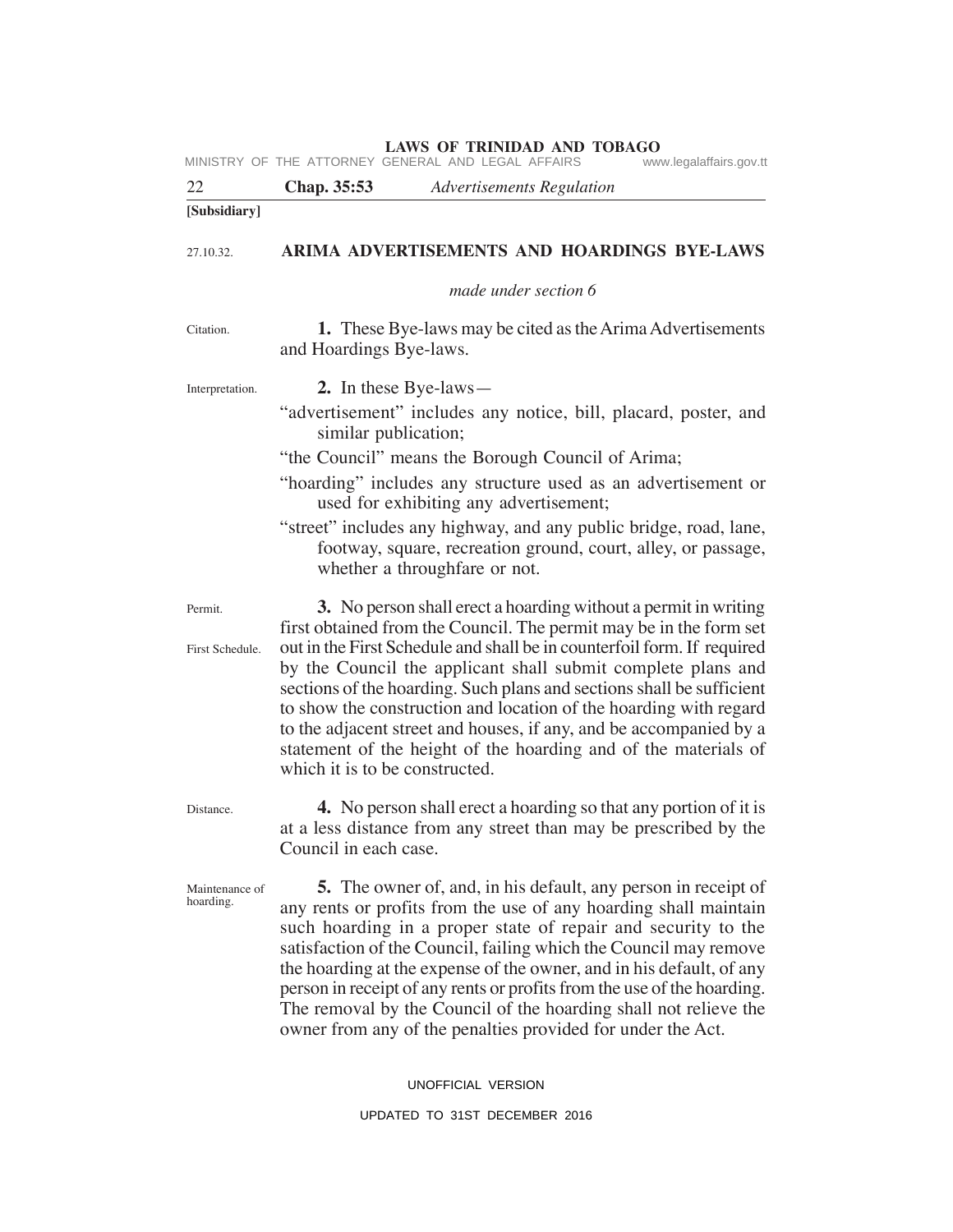**[Subsidiary]**

27.10.32.

## ARIMA ADVERTISEMENTS AND HOARDINGS BYE-LAWS

*made under section 6*

Citation.

**1.** These Bye-laws may be cited as the Arima Advertisements and Hoardings Bye-laws.

Interpretation.

**2.** In these Bye-laws—

"advertisement" includes any notice, bill, placard, poster, and similar publication;

"the Council" means the Borough Council of Arima;

"hoarding" includes any structure used as an advertisement or used for exhibiting any advertisement;

"street" includes any highway, and any public bridge, road, lane, footway, square, recreation ground, court, alley, or passage, whether a throughfare or not.

Permit.

First Schedule.

**3.** No person shall erect a hoarding without a permit in writing first obtained from the Council. The permit may be in the form set out in the First Schedule and shall be in counterfoil form. If required by the Council the applicant shall submit complete plans and sections of the hoarding. Such plans and sections shall be sufficient to show the construction and location of the hoarding with regard to the adjacent street and houses, if any, and be accompanied by a statement of the height of the hoarding and of the materials of which it is to be constructed.

Distance.

**4.** No person shall erect a hoarding so that any portion of it is at a less distance from any street than may be prescribed by the Council in each case.

Maintenance of hoarding.

**5.** The owner of, and, in his default, any person in receipt of any rents or profits from the use of any hoarding shall maintain such hoarding in a proper state of repair and security to the satisfaction of the Council, failing which the Council may remove the hoarding at the expense of the owner, and in his default, of any person in receipt of any rents or profits from the use of the hoarding. The removal by the Council of the hoarding shall not relieve the owner from any of the penalties provided for under the Act.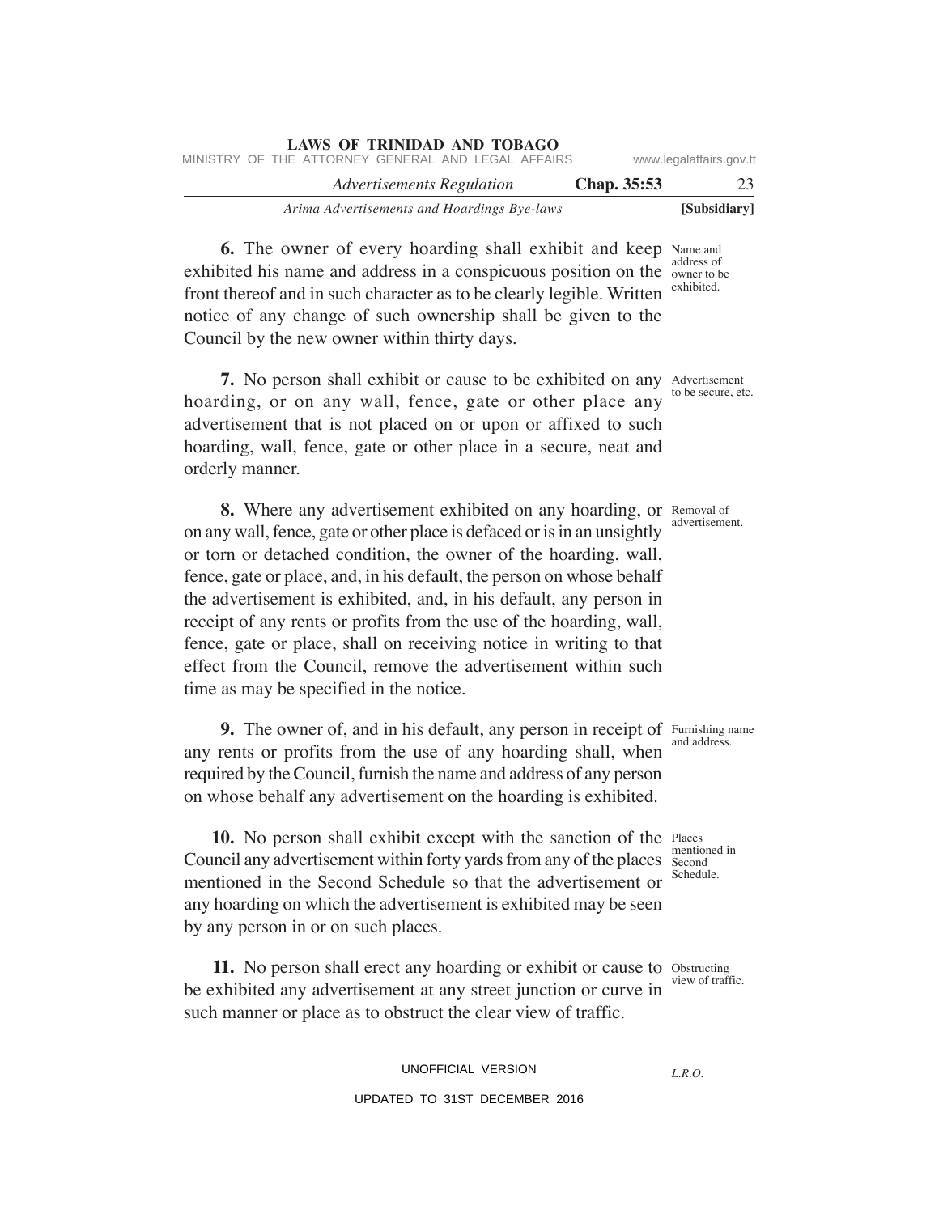**6.** The owner of every hoarding shall exhibit and keep exhibited his name and address in a conspicuous position on the front thereof and in such character as to be clearly legible. Written notice of any change of such ownership shall be given to the Council by the new owner within thirty days.

*Name and address of owner to be exhibited.*

**7.** No person shall exhibit or cause to be exhibited on any hoarding, or on any wall, fence, gate or other place any advertisement that is not placed on or upon or affixed to such hoarding, wall, fence, gate or other place in a secure, neat and orderly manner.

*Advertisement to be secure, etc.*

**8.** Where any advertisement exhibited on any hoarding, or on any wall, fence, gate or other place is defaced or is in an unsightly or torn or detached condition, the owner of the hoarding, wall, fence, gate or place, and, in his default, the person on whose behalf the advertisement is exhibited, and, in his default, any person in receipt of any rents or profits from the use of the hoarding, wall, fence, gate or place, shall on receiving notice in writing to that effect from the Council, remove the advertisement within such time as may be specified in the notice.

*Removal of advertisement.*

**9.** The owner of, and in his default, any person in receipt of any rents or profits from the use of any hoarding shall, when required by the Council, furnish the name and address of any person on whose behalf any advertisement on the hoarding is exhibited.

*Furnishing name and address.*

**10.** No person shall exhibit except with the sanction of the Council any advertisement within forty yards from any of the places mentioned in the Second Schedule so that the advertisement or any hoarding on which the advertisement is exhibited may be seen by any person in or on such places.

*Places mentioned in Second Schedule.*

**11.** No person shall erect any hoarding or exhibit or cause to be exhibited any advertisement at any street junction or curve in such manner or place as to obstruct the clear view of traffic.

*Obstructing view of traffic.*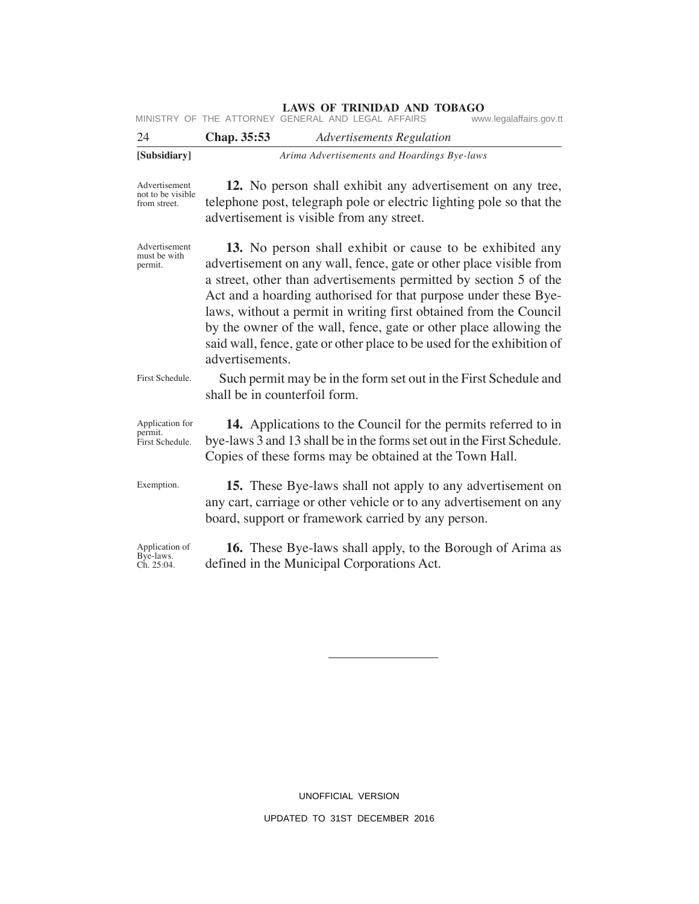*Advertisement not to be visible from street.*

**12.** No person shall exhibit any advertisement on any tree, telephone post, telegraph pole or electric lighting pole so that the advertisement is visible from any street.

*Advertisement must be with permit.*

**13.** No person shall exhibit or cause to be exhibited any advertisement on any wall, fence, gate or other place visible from a street, other than advertisements permitted by section 5 of the Act and a hoarding authorised for that purpose under these Bye-laws, without a permit in writing first obtained from the Council by the owner of the wall, fence, gate or other place allowing the said wall, fence, gate or other place to be used for the exhibition of advertisements.

*First Schedule.*

Such permit may be in the form set out in the First Schedule and shall be in counterfoil form.

*Application for permit. First Schedule.*

**14.** Applications to the Council for the permits referred to in bye-laws 3 and 13 shall be in the forms set out in the First Schedule. Copies of these forms may be obtained at the Town Hall.

*Exemption.*

**15.** These Bye-laws shall not apply to any advertisement on any cart, carriage or other vehicle or to any advertisement on any board, support or framework carried by any person.

*Application of Bye-laws. Ch. 25:04.*

**16.** These Bye-laws shall apply, to the Borough of Arima as defined in the Municipal Corporations Act.

---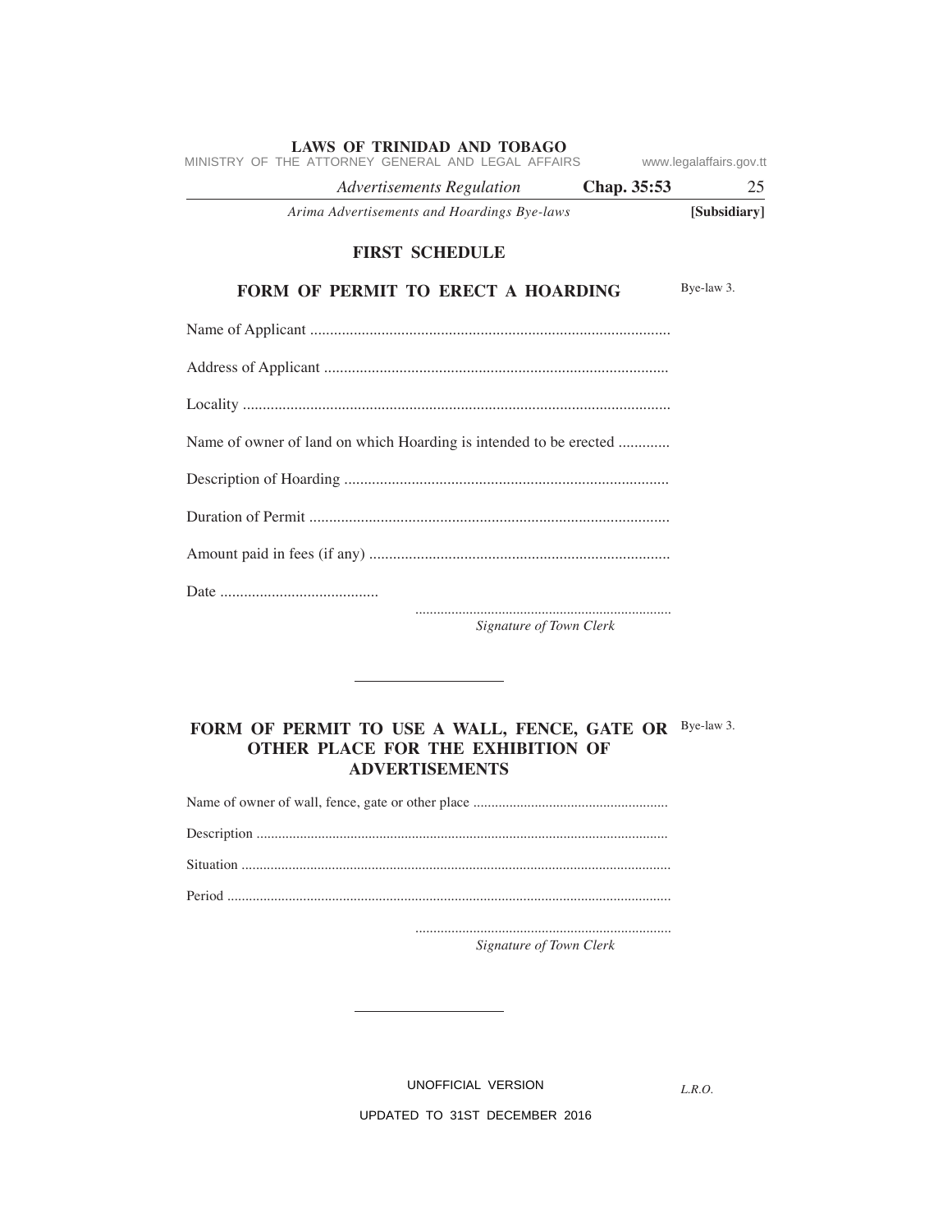## FIRST SCHEDULE

### FORM OF PERMIT TO ERECT A HOARDING

Bye-law 3.

Name of Applicant ..........................................................................................

Address of Applicant ......................................................................................

Locality ...........................................................................................................

Name of owner of land on which Hoarding is intended to be erected .............

Description of Hoarding ..................................................................................

Duration of Permit ..........................................................................................

Amount paid in fees (if any) ...........................................................................

Date ........................................

.....................................................................

*Signature of Town Clerk*

---

### FORM OF PERMIT TO USE A WALL, FENCE, GATE OR OTHER PLACE FOR THE EXHIBITION OF ADVERTISEMENTS

Bye-law 3.

Name of owner of wall, fence, gate or other place .....................................................

Description ................................................................................................................

Situation ....................................................................................................................

Period ........................................................................................................................

.....................................................................

*Signature of Town Clerk*

---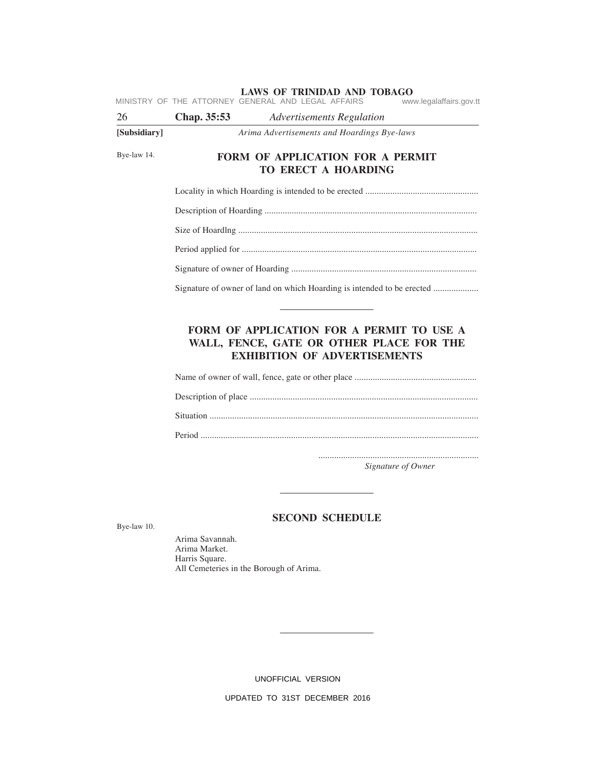Bye-law 14.

## FORM OF APPLICATION FOR A PERMIT TO ERECT A HOARDING

Locality in which Hoarding is intended to be erected .................................................

Description of Hoarding .............................................................................................

Size of Hoardlng .........................................................................................................

Period applied for .......................................................................................................

Signature of owner of Hoarding .................................................................................

Signature of owner of land on which Hoarding is intended to be erected ....................

---

## FORM OF APPLICATION FOR A PERMIT TO USE A WALL, FENCE, GATE OR OTHER PLACE FOR THE EXHIBITION OF ADVERTISEMENTS

Name of owner of wall, fence, gate or other place .....................................................

Description of place ....................................................................................................

Situation ......................................................................................................................

Period ..........................................................................................................................

......................................................................
*Signature of Owner*

---

Bye-law 10.

## SECOND SCHEDULE

Arima Savannah.
Arima Market.
Harris Square.
All Cemeteries in the Borough of Arima.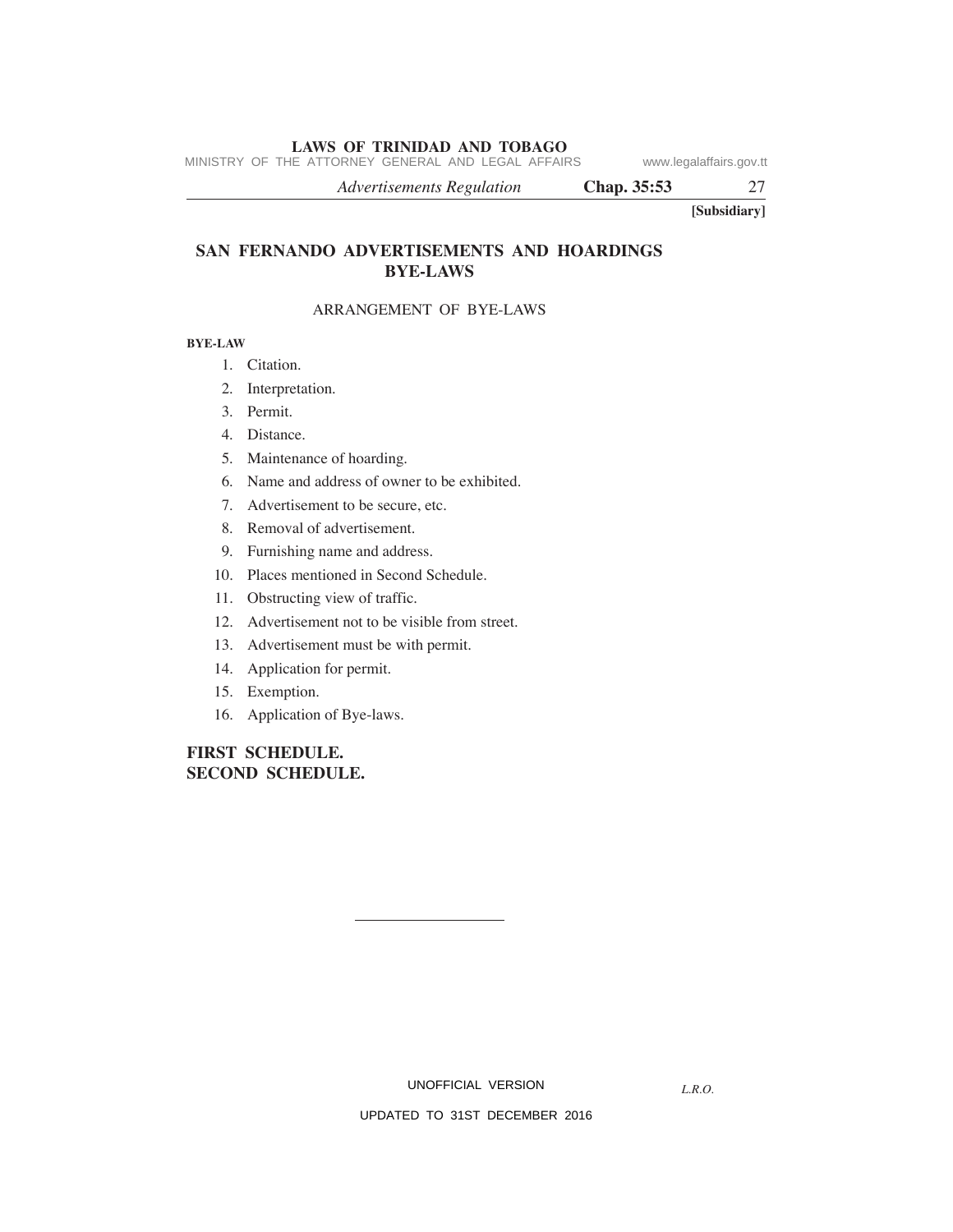[Subsidiary]

# SAN FERNANDO ADVERTISEMENTS AND HOARDINGS BYE-LAWS

## ARRANGEMENT OF BYE-LAWS

**BYE-LAW**

1. Citation.
2. Interpretation.
3. Permit.
4. Distance.
5. Maintenance of hoarding.
6. Name and address of owner to be exhibited.
7. Advertisement to be secure, etc.
8. Removal of advertisement.
9. Furnishing name and address.
10. Places mentioned in Second Schedule.
11. Obstructing view of traffic.
12. Advertisement not to be visible from street.
13. Advertisement must be with permit.
14. Application for permit.
15. Exemption.
16. Application of Bye-laws.

**FIRST SCHEDULE.**
**SECOND SCHEDULE.**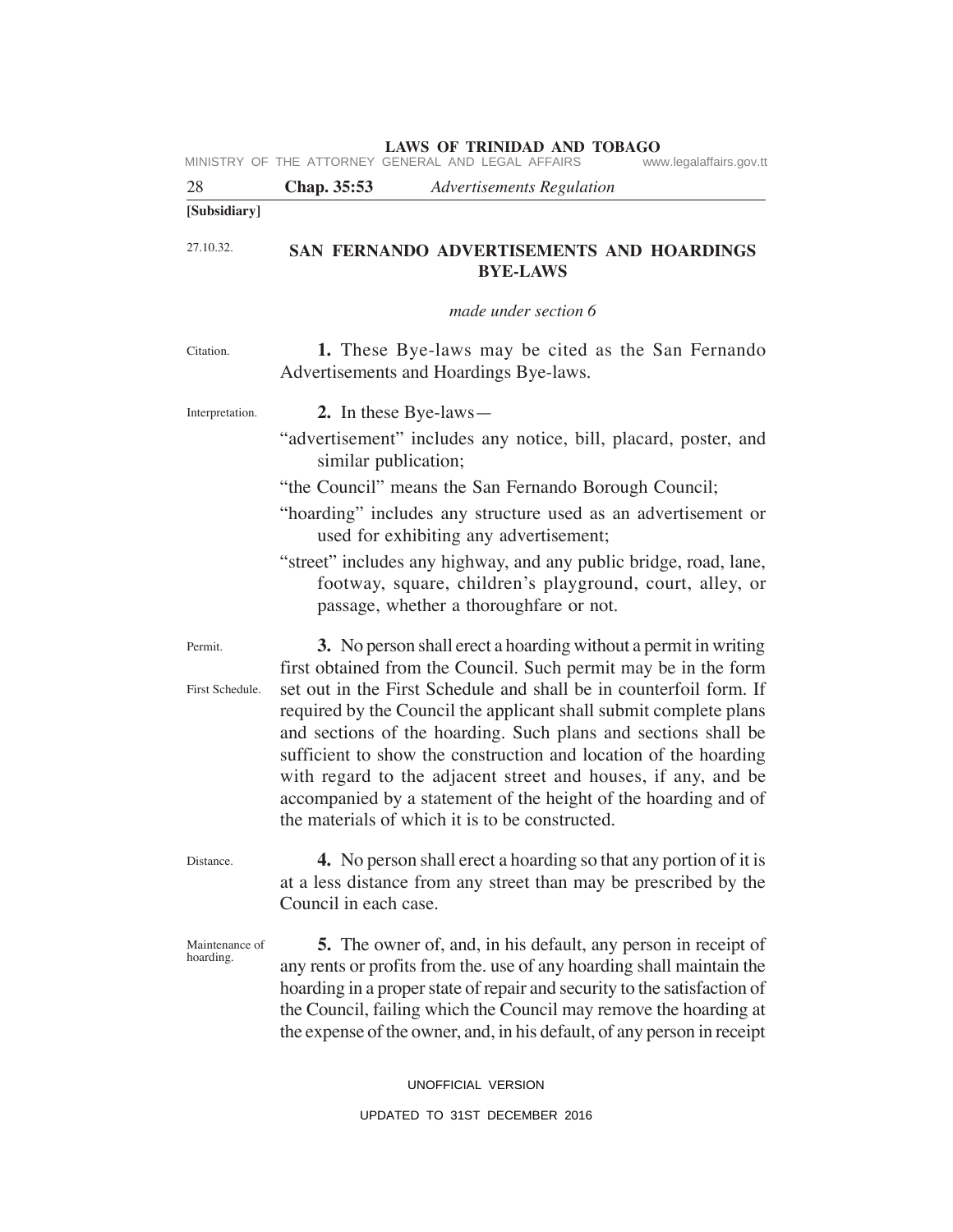[Subsidiary]

27.10.32.

## SAN FERNANDO ADVERTISEMENTS AND HOARDINGS BYE-LAWS

*made under section 6*

Citation.

**1.** These Bye-laws may be cited as the San Fernando Advertisements and Hoardings Bye-laws.

Interpretation.

**2.** In these Bye-laws—

"advertisement" includes any notice, bill, placard, poster, and similar publication;

"the Council" means the San Fernando Borough Council;

"hoarding" includes any structure used as an advertisement or used for exhibiting any advertisement;

"street" includes any highway, and any public bridge, road, lane, footway, square, children's playground, court, alley, or passage, whether a thoroughfare or not.

Permit.

First Schedule.

**3.** No person shall erect a hoarding without a permit in writing first obtained from the Council. Such permit may be in the form set out in the First Schedule and shall be in counterfoil form. If required by the Council the applicant shall submit complete plans and sections of the hoarding. Such plans and sections shall be sufficient to show the construction and location of the hoarding with regard to the adjacent street and houses, if any, and be accompanied by a statement of the height of the hoarding and of the materials of which it is to be constructed.

Distance.

**4.** No person shall erect a hoarding so that any portion of it is at a less distance from any street than may be prescribed by the Council in each case.

Maintenance of hoarding.

**5.** The owner of, and, in his default, any person in receipt of any rents or profits from the. use of any hoarding shall maintain the hoarding in a proper state of repair and security to the satisfaction of the Council, failing which the Council may remove the hoarding at the expense of the owner, and, in his default, of any person in receipt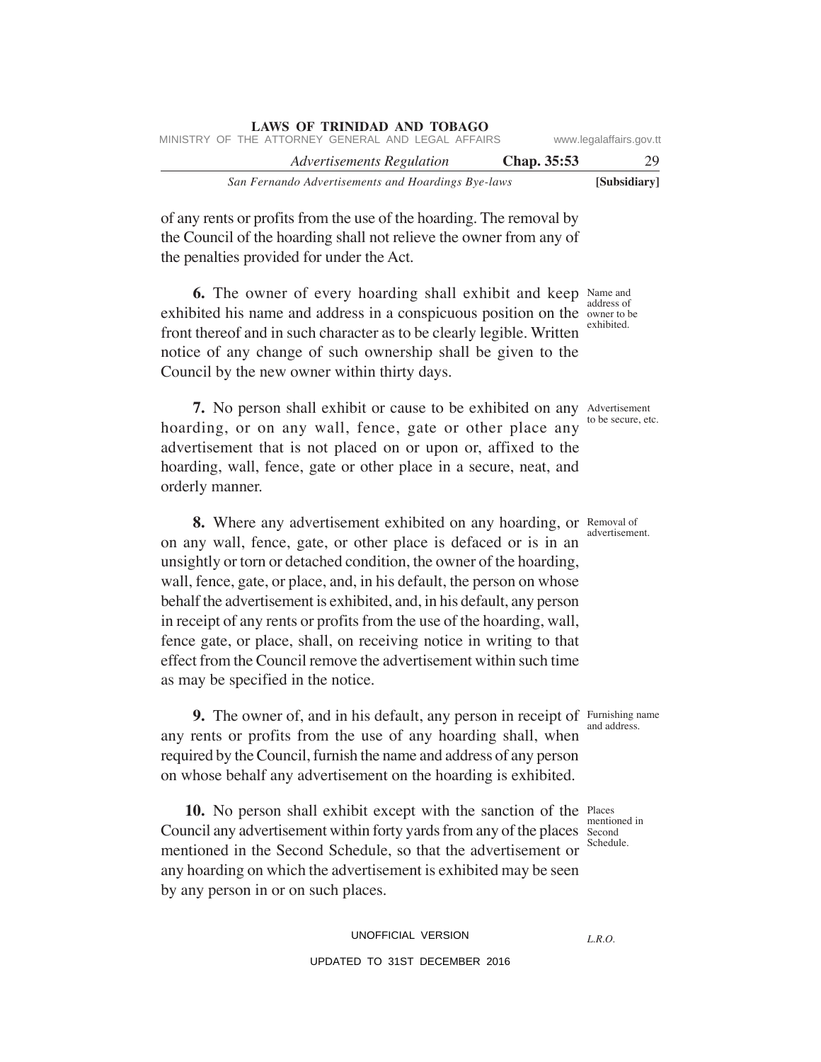of any rents or profits from the use of the hoarding. The removal by the Council of the hoarding shall not relieve the owner from any of the penalties provided for under the Act.

Name and address of owner to be exhibited.

**6.** The owner of every hoarding shall exhibit and keep exhibited his name and address in a conspicuous position on the front thereof and in such character as to be clearly legible. Written notice of any change of such ownership shall be given to the Council by the new owner within thirty days.

Advertisement to be secure, etc.

**7.** No person shall exhibit or cause to be exhibited on any hoarding, or on any wall, fence, gate or other place any advertisement that is not placed on or upon or, affixed to the hoarding, wall, fence, gate or other place in a secure, neat, and orderly manner.

Removal of advertisement.

**8.** Where any advertisement exhibited on any hoarding, or on any wall, fence, gate, or other place is defaced or is in an unsightly or torn or detached condition, the owner of the hoarding, wall, fence, gate, or place, and, in his default, the person on whose behalf the advertisement is exhibited, and, in his default, any person in receipt of any rents or profits from the use of the hoarding, wall, fence gate, or place, shall, on receiving notice in writing to that effect from the Council remove the advertisement within such time as may be specified in the notice.

Furnishing name and address.

**9.** The owner of, and in his default, any person in receipt of any rents or profits from the use of any hoarding shall, when required by the Council, furnish the name and address of any person on whose behalf any advertisement on the hoarding is exhibited.

Places mentioned in Second Schedule.

**10.** No person shall exhibit except with the sanction of the Council any advertisement within forty yards from any of the places mentioned in the Second Schedule, so that the advertisement or any hoarding on which the advertisement is exhibited may be seen by any person in or on such places.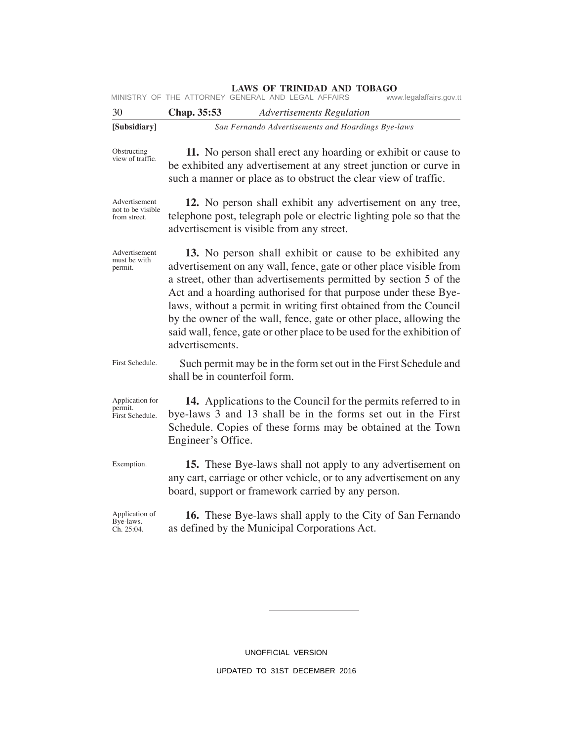**11.** No person shall erect any hoarding or exhibit or cause to be exhibited any advertisement at any street junction or curve in such a manner or place as to obstruct the clear view of traffic.

*Obstructing view of traffic.*

**12.** No person shall exhibit any advertisement on any tree, telephone post, telegraph pole or electric lighting pole so that the advertisement is visible from any street.

*Advertisement not to be visible from street.*

**13.** No person shall exhibit or cause to be exhibited any advertisement on any wall, fence, gate or other place visible from a street, other than advertisements permitted by section 5 of the Act and a hoarding authorised for that purpose under these Bye-laws, without a permit in writing first obtained from the Council by the owner of the wall, fence, gate or other place, allowing the said wall, fence, gate or other place to be used for the exhibition of advertisements.

*Advertisement must be with permit.*

Such permit may be in the form set out in the First Schedule and shall be in counterfoil form.

*First Schedule.*

**14.** Applications to the Council for the permits referred to in bye-laws 3 and 13 shall be in the forms set out in the First Schedule. Copies of these forms may be obtained at the Town Engineer's Office.

*Application for permit. First Schedule.*

**15.** These Bye-laws shall not apply to any advertisement on any cart, carriage or other vehicle, or to any advertisement on any board, support or framework carried by any person.

*Exemption.*

**16.** These Bye-laws shall apply to the City of San Fernando as defined by the Municipal Corporations Act.

*Application of Bye-laws. Ch. 25:04.*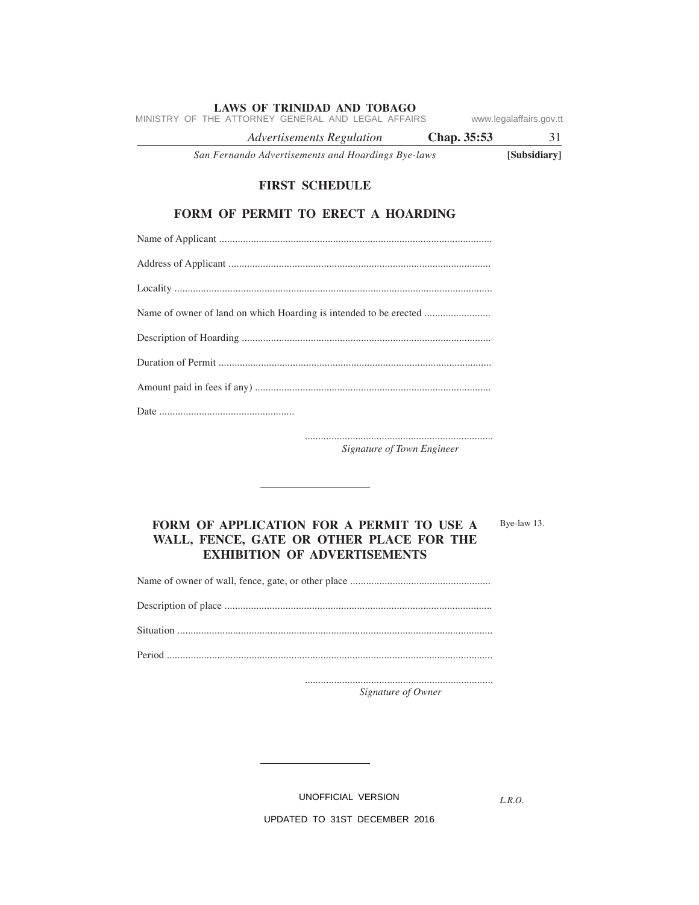## FIRST SCHEDULE

### FORM OF PERMIT TO ERECT A HOARDING

Name of Applicant ......................................................................................................

Address of Applicant ..................................................................................................

Locality .......................................................................................................................

Name of owner of land on which Hoarding is intended to be erected .........................

Description of Hoarding .............................................................................................

Duration of Permit ......................................................................................................

Amount paid in fees if any) ........................................................................................

Date ...................................................

.......................................................................
*Signature of Town Engineer*

---

### FORM OF APPLICATION FOR A PERMIT TO USE A WALL, FENCE, GATE OR OTHER PLACE FOR THE EXHIBITION OF ADVERTISEMENTS

Bye-law 13.

Name of owner of wall, fence, gate, or other place .....................................................

Description of place ....................................................................................................

Situation ......................................................................................................................

Period ..........................................................................................................................

.......................................................................
*Signature of Owner*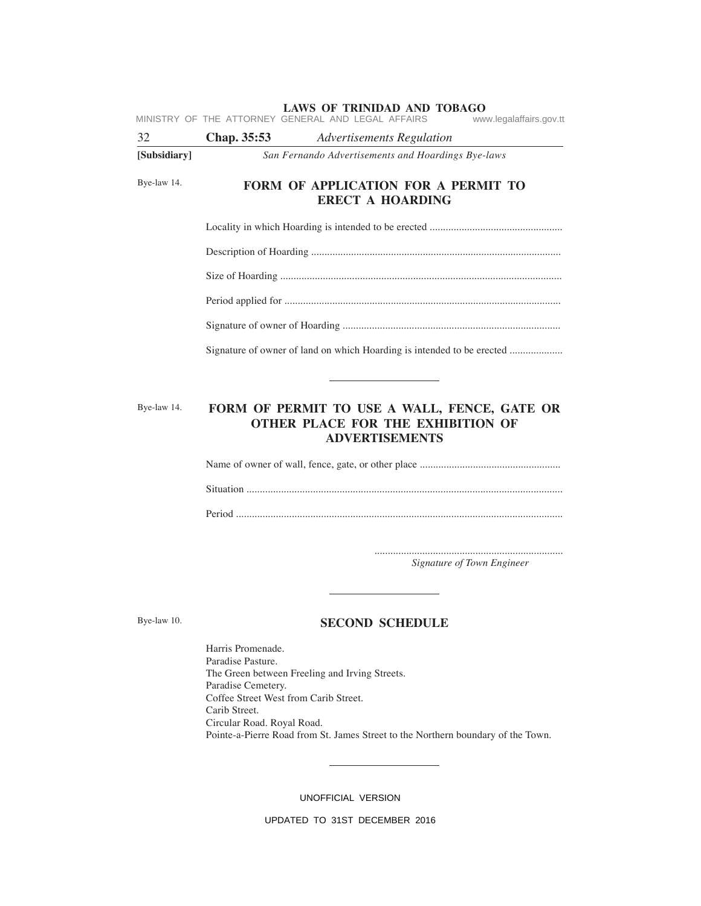Bye-law 14.

## FORM OF APPLICATION FOR A PERMIT TO ERECT A HOARDING

Locality in which Hoarding is intended to be erected .................................................

Description of Hoarding .............................................................................................

Size of Hoarding .........................................................................................................

Period applied for .......................................................................................................

Signature of owner of Hoarding .................................................................................

Signature of owner of land on which Hoarding is intended to be erected ....................

---

Bye-law 14.

## FORM OF PERMIT TO USE A WALL, FENCE, GATE OR OTHER PLACE FOR THE EXHIBITION OF ADVERTISEMENTS

Name of owner of wall, fence, gate, or other place ....................................................

Situation ......................................................................................................................

Period ..........................................................................................................................

......................................................................
*Signature of Town Engineer*

---

Bye-law 10.

## SECOND SCHEDULE

Harris Promenade.
Paradise Pasture.
The Green between Freeling and Irving Streets.
Paradise Cemetery.
Coffee Street West from Carib Street.
Carib Street.
Circular Road. Royal Road.
Pointe-a-Pierre Road from St. James Street to the Northern boundary of the Town.